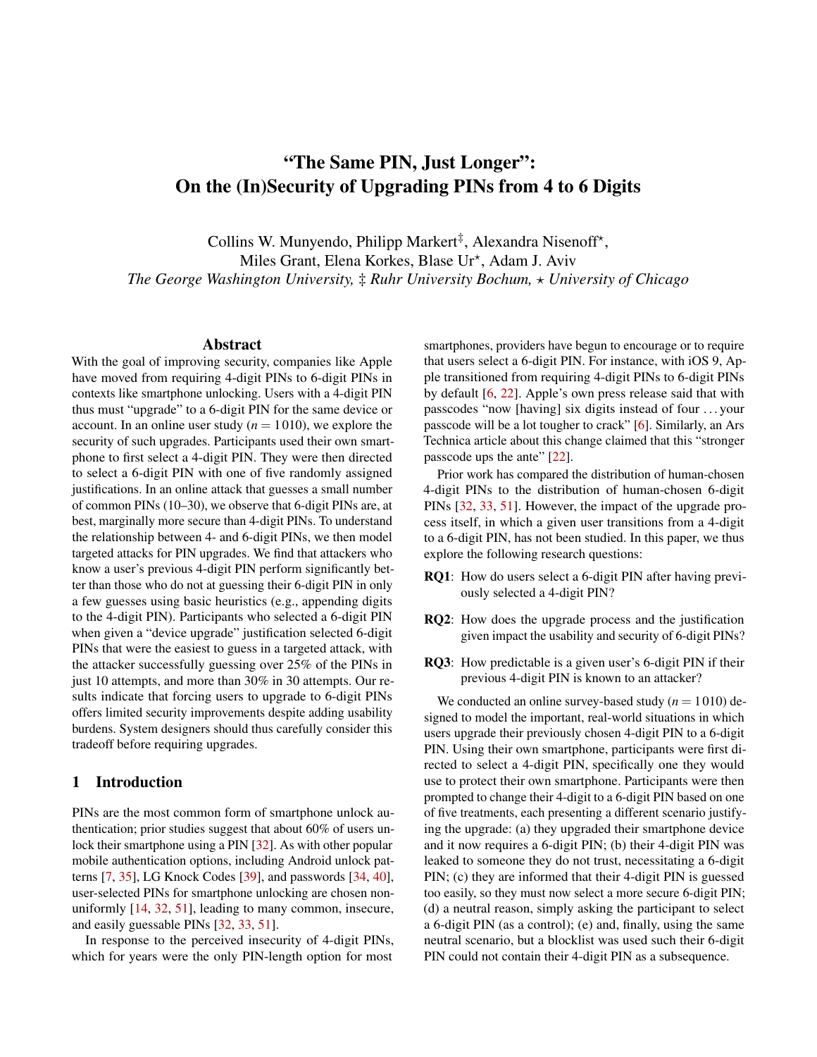# "The Same PIN, Just Longer": On the (In)Security of Upgrading PINs from 4 to 6 Digits

Collins W. Munyendo, Philipp Markert[‡], Alexandra Nisenoff[⋆], Miles Grant, Elena Korkes, Blase Ur[⋆], Adam J. Aviv

*The George Washington University, ‡ Ruhr University Bochum, ⋆ University of Chicago*

## Abstract

With the goal of improving security, companies like Apple have moved from requiring 4-digit PINs to 6-digit PINs in contexts like smartphone unlocking. Users with a 4-digit PIN thus must "upgrade" to a 6-digit PIN for the same device or account. In an online user study ($n = 1010$), we explore the security of such upgrades. Participants used their own smartphone to first select a 4-digit PIN. They were then directed to select a 6-digit PIN with one of five randomly assigned justifications. In an online attack that guesses a small number of common PINs (10–30), we observe that 6-digit PINs are, at best, marginally more secure than 4-digit PINs. To understand the relationship between 4- and 6-digit PINs, we then model targeted attacks for PIN upgrades. We find that attackers who know a user's previous 4-digit PIN perform significantly better than those who do not at guessing their 6-digit PIN in only a few guesses using basic heuristics (e.g., appending digits to the 4-digit PIN). Participants who selected a 6-digit PIN when given a "device upgrade" justification selected 6-digit PINs that were the easiest to guess in a targeted attack, with the attacker successfully guessing over 25% of the PINs in just 10 attempts, and more than 30% in 30 attempts. Our results indicate that forcing users to upgrade to 6-digit PINs offers limited security improvements despite adding usability burdens. System designers should thus carefully consider this tradeoff before requiring upgrades.

## 1 Introduction

PINs are the most common form of smartphone unlock authentication; prior studies suggest that about 60% of users unlock their smartphone using a PIN [32]. As with other popular mobile authentication options, including Android unlock patterns [7, 35], LG Knock Codes [39], and passwords [34, 40], user-selected PINs for smartphone unlocking are chosen non-uniformly [14, 32, 51], leading to many common, insecure, and easily guessable PINs [32, 33, 51].

In response to the perceived insecurity of 4-digit PINs, which for years were the only PIN-length option for most smartphones, providers have begun to encourage or to require that users select a 6-digit PIN. For instance, with iOS 9, Apple transitioned from requiring 4-digit PINs to 6-digit PINs by default [6, 22]. Apple's own press release said that with passcodes "now [having] six digits instead of four ... your passcode will be a lot tougher to crack" [6]. Similarly, an Ars Technica article about this change claimed that this "stronger passcode ups the ante" [22].

Prior work has compared the distribution of human-chosen 4-digit PINs to the distribution of human-chosen 6-digit PINs [32, 33, 51]. However, the impact of the upgrade process itself, in which a given user transitions from a 4-digit to a 6-digit PIN, has not been studied. In this paper, we thus explore the following research questions:

- **RQ1**: How do users select a 6-digit PIN after having previously selected a 4-digit PIN?
- **RQ2**: How does the upgrade process and the justification given impact the usability and security of 6-digit PINs?
- **RQ3**: How predictable is a given user's 6-digit PIN if their previous 4-digit PIN is known to an attacker?

We conducted an online survey-based study ($n = 1010$) designed to model the important, real-world situations in which users upgrade their previously chosen 4-digit PIN to a 6-digit PIN. Using their own smartphone, participants were first directed to select a 4-digit PIN, specifically one they would use to protect their own smartphone. Participants were then prompted to change their 4-digit to a 6-digit PIN based on one of five treatments, each presenting a different scenario justifying the upgrade: (a) they upgraded their smartphone device and it now requires a 6-digit PIN; (b) their 4-digit PIN was leaked to someone they do not trust, necessitating a 6-digit PIN; (c) they are informed that their 4-digit PIN is guessed too easily, so they must now select a more secure 6-digit PIN; (d) a neutral reason, simply asking the participant to select a 6-digit PIN (as a control); (e) and, finally, using the same neutral scenario, but a blocklist was used such their 6-digit PIN could not contain their 4-digit PIN as a subsequence.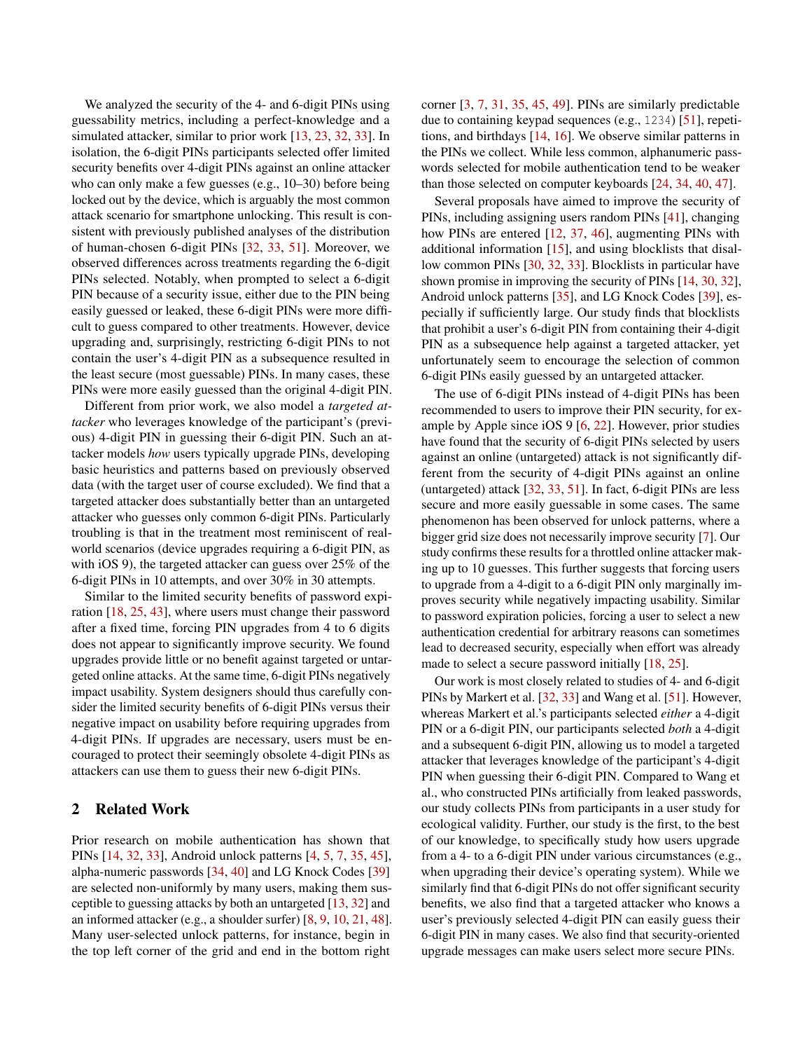We analyzed the security of the 4- and 6-digit PINs using guessability metrics, including a perfect-knowledge and a simulated attacker, similar to prior work [13, 23, 32, 33]. In isolation, the 6-digit PINs participants selected offer limited security benefits over 4-digit PINs against an online attacker who can only make a few guesses (e.g., 10–30) before being locked out by the device, which is arguably the most common attack scenario for smartphone unlocking. This result is consistent with previously published analyses of the distribution of human-chosen 6-digit PINs [32, 33, 51]. Moreover, we observed differences across treatments regarding the 6-digit PINs selected. Notably, when prompted to select a 6-digit PIN because of a security issue, either due to the PIN being easily guessed or leaked, these 6-digit PINs were more difficult to guess compared to other treatments. However, device upgrading and, surprisingly, restricting 6-digit PINs to not contain the user's 4-digit PIN as a subsequence resulted in the least secure (most guessable) PINs. In many cases, these PINs were more easily guessed than the original 4-digit PIN.

Different from prior work, we also model a *targeted attacker* who leverages knowledge of the participant's (previous) 4-digit PIN in guessing their 6-digit PIN. Such an attacker models *how* users typically upgrade PINs, developing basic heuristics and patterns based on previously observed data (with the target user of course excluded). We find that a targeted attacker does substantially better than an untargeted attacker who guesses only common 6-digit PINs. Particularly troubling is that in the treatment most reminiscent of real-world scenarios (device upgrades requiring a 6-digit PIN, as with iOS 9), the targeted attacker can guess over 25% of the 6-digit PINs in 10 attempts, and over 30% in 30 attempts.

Similar to the limited security benefits of password expiration [18, 25, 43], where users must change their password after a fixed time, forcing PIN upgrades from 4 to 6 digits does not appear to significantly improve security. We found upgrades provide little or no benefit against targeted or untargeted online attacks. At the same time, 6-digit PINs negatively impact usability. System designers should thus carefully consider the limited security benefits of 6-digit PINs versus their negative impact on usability before requiring upgrades from 4-digit PINs. If upgrades are necessary, users must be encouraged to protect their seemingly obsolete 4-digit PINs as attackers can use them to guess their new 6-digit PINs.

## 2 Related Work

Prior research on mobile authentication has shown that PINs [14, 32, 33], Android unlock patterns [4, 5, 7, 35, 45], alpha-numeric passwords [34, 40] and LG Knock Codes [39] are selected non-uniformly by many users, making them susceptible to guessing attacks by both an untargeted [13, 32] and an informed attacker (e.g., a shoulder surfer) [8, 9, 10, 21, 48]. Many user-selected unlock patterns, for instance, begin in the top left corner of the grid and end in the bottom right corner [3, 7, 31, 35, 45, 49]. PINs are similarly predictable due to containing keypad sequences (e.g., 1234) [51], repetitions, and birthdays [14, 16]. We observe similar patterns in the PINs we collect. While less common, alphanumeric passwords selected for mobile authentication tend to be weaker than those selected on computer keyboards [24, 34, 40, 47].

Several proposals have aimed to improve the security of PINs, including assigning users random PINs [41], changing how PINs are entered [12, 37, 46], augmenting PINs with additional information [15], and using blocklists that disallow common PINs [30, 32, 33]. Blocklists in particular have shown promise in improving the security of PINs [14, 30, 32], Android unlock patterns [35], and LG Knock Codes [39], especially if sufficiently large. Our study finds that blocklists that prohibit a user's 6-digit PIN from containing their 4-digit PIN as a subsequence help against a targeted attacker, yet unfortunately seem to encourage the selection of common 6-digit PINs easily guessed by an untargeted attacker.

The use of 6-digit PINs instead of 4-digit PINs has been recommended to users to improve their PIN security, for example by Apple since iOS 9 [6, 22]. However, prior studies have found that the security of 6-digit PINs selected by users against an online (untargeted) attack is not significantly different from the security of 4-digit PINs against an online (untargeted) attack [32, 33, 51]. In fact, 6-digit PINs are less secure and more easily guessable in some cases. The same phenomenon has been observed for unlock patterns, where a bigger grid size does not necessarily improve security [7]. Our study confirms these results for a throttled online attacker making up to 10 guesses. This further suggests that forcing users to upgrade from a 4-digit to a 6-digit PIN only marginally improves security while negatively impacting usability. Similar to password expiration policies, forcing a user to select a new authentication credential for arbitrary reasons can sometimes lead to decreased security, especially when effort was already made to select a secure password initially [18, 25].

Our work is most closely related to studies of 4- and 6-digit PINs by Markert et al. [32, 33] and Wang et al. [51]. However, whereas Markert et al.'s participants selected *either* a 4-digit PIN or a 6-digit PIN, our participants selected *both* a 4-digit and a subsequent 6-digit PIN, allowing us to model a targeted attacker that leverages knowledge of the participant's 4-digit PIN when guessing their 6-digit PIN. Compared to Wang et al., who constructed PINs artificially from leaked passwords, our study collects PINs from participants in a user study for ecological validity. Further, our study is the first, to the best of our knowledge, to specifically study how users upgrade from a 4- to a 6-digit PIN under various circumstances (e.g., when upgrading their device's operating system). While we similarly find that 6-digit PINs do not offer significant security benefits, we also find that a targeted attacker who knows a user's previously selected 4-digit PIN can easily guess their 6-digit PIN in many cases. We also find that security-oriented upgrade messages can make users select more secure PINs.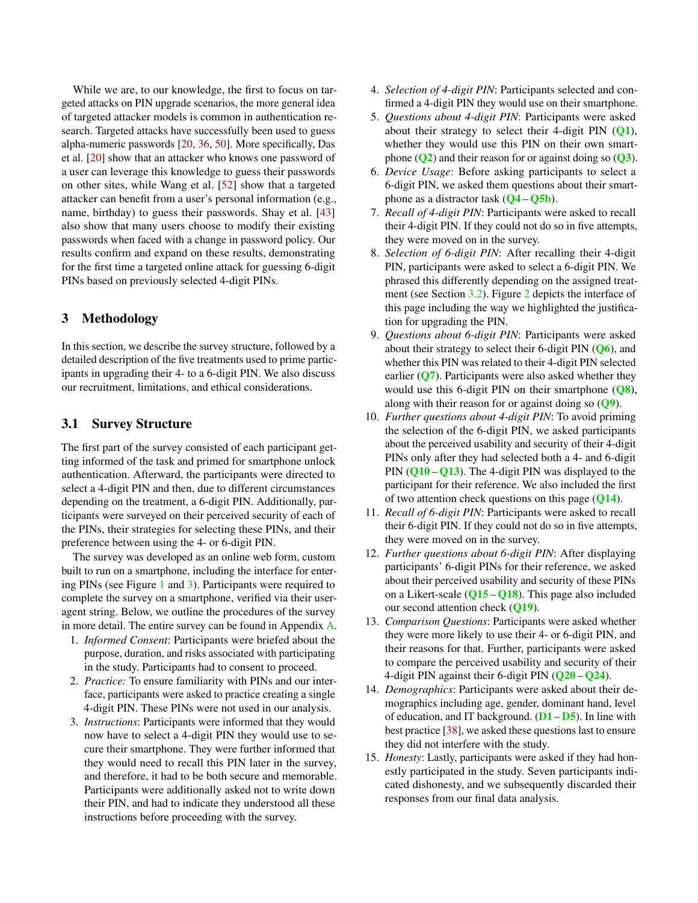While we are, to our knowledge, the first to focus on targeted attacks on PIN upgrade scenarios, the more general idea of targeted attacker models is common in authentication research. Targeted attacks have successfully been used to guess alpha-numeric passwords [20, 36, 50]. More specifically, Das et al. [20] show that an attacker who knows one password of a user can leverage this knowledge to guess their passwords on other sites, while Wang et al. [52] show that a targeted attacker can benefit from a user's personal information (e.g., name, birthday) to guess their passwords. Shay et al. [43] also show that many users choose to modify their existing passwords when faced with a change in password policy. Our results confirm and expand on these results, demonstrating for the first time a targeted online attack for guessing 6-digit PINs based on previously selected 4-digit PINs.

## 3 Methodology

In this section, we describe the survey structure, followed by a detailed description of the five treatments used to prime participants in upgrading their 4- to a 6-digit PIN. We also discuss our recruitment, limitations, and ethical considerations.

### 3.1 Survey Structure

The first part of the survey consisted of each participant getting informed of the task and primed for smartphone unlock authentication. Afterward, the participants were directed to select a 4-digit PIN and then, due to different circumstances depending on the treatment, a 6-digit PIN. Additionally, participants were surveyed on their perceived security of each of the PINs, their strategies for selecting these PINs, and their preference between using the 4- or 6-digit PIN.

The survey was developed as an online web form, custom built to run on a smartphone, including the interface for entering PINs (see Figure 1 and 3). Participants were required to complete the survey on a smartphone, verified via their user-agent string. Below, we outline the procedures of the survey in more detail. The entire survey can be found in Appendix A.

1. *Informed Consent*: Participants were briefed about the purpose, duration, and risks associated with participating in the study. Participants had to consent to proceed.
2. *Practice:* To ensure familiarity with PINs and our interface, participants were asked to practice creating a single 4-digit PIN. These PINs were not used in our analysis.
3. *Instructions*: Participants were informed that they would now have to select a 4-digit PIN they would use to secure their smartphone. They were further informed that they would need to recall this PIN later in the survey, and therefore, it had to be both secure and memorable. Participants were additionally asked not to write down their PIN, and had to indicate they understood all these instructions before proceeding with the survey.
4. *Selection of 4-digit PIN*: Participants selected and confirmed a 4-digit PIN they would use on their smartphone.
5. *Questions about 4-digit PIN*: Participants were asked about their strategy to select their 4-digit PIN (Q1), whether they would use this PIN on their own smartphone (Q2) and their reason for or against doing so (Q3).
6. *Device Usage*: Before asking participants to select a 6-digit PIN, we asked them questions about their smartphone as a distractor task (Q4 – Q5b).
7. *Recall of 4-digit PIN*: Participants were asked to recall their 4-digit PIN. If they could not do so in five attempts, they were moved on in the survey.
8. *Selection of 6-digit PIN*: After recalling their 4-digit PIN, participants were asked to select a 6-digit PIN. We phrased this differently depending on the assigned treatment (see Section 3.2). Figure 2 depicts the interface of this page including the way we highlighted the justification for upgrading the PIN.
9. *Questions about 6-digit PIN*: Participants were asked about their strategy to select their 6-digit PIN (Q6), and whether this PIN was related to their 4-digit PIN selected earlier (Q7). Participants were also asked whether they would use this 6-digit PIN on their smartphone (Q8), along with their reason for or against doing so (Q9).
10. *Further questions about 4-digit PIN*: To avoid priming the selection of the 6-digit PIN, we asked participants about the perceived usability and security of their 4-digit PINs only after they had selected both a 4- and 6-digit PIN (Q10 – Q13). The 4-digit PIN was displayed to the participant for their reference. We also included the first of two attention check questions on this page (Q14).
11. *Recall of 6-digit PIN*: Participants were asked to recall their 6-digit PIN. If they could not do so in five attempts, they were moved on in the survey.
12. *Further questions about 6-digit PIN*: After displaying participants' 6-digit PINs for their reference, we asked about their perceived usability and security of these PINs on a Likert-scale (Q15 – Q18). This page also included our second attention check (Q19).
13. *Comparison Questions*: Participants were asked whether they were more likely to use their 4- or 6-digit PIN, and their reasons for that. Further, participants were asked to compare the perceived usability and security of their 4-digit PIN against their 6-digit PIN (Q20 – Q24).
14. *Demographics*: Participants were asked about their demographics including age, gender, dominant hand, level of education, and IT background. (D1 – D5). In line with best practice [38], we asked these questions last to ensure they did not interfere with the study.
15. *Honesty*: Lastly, participants were asked if they had honestly participated in the study. Seven participants indicated dishonesty, and we subsequently discarded their responses from our final data analysis.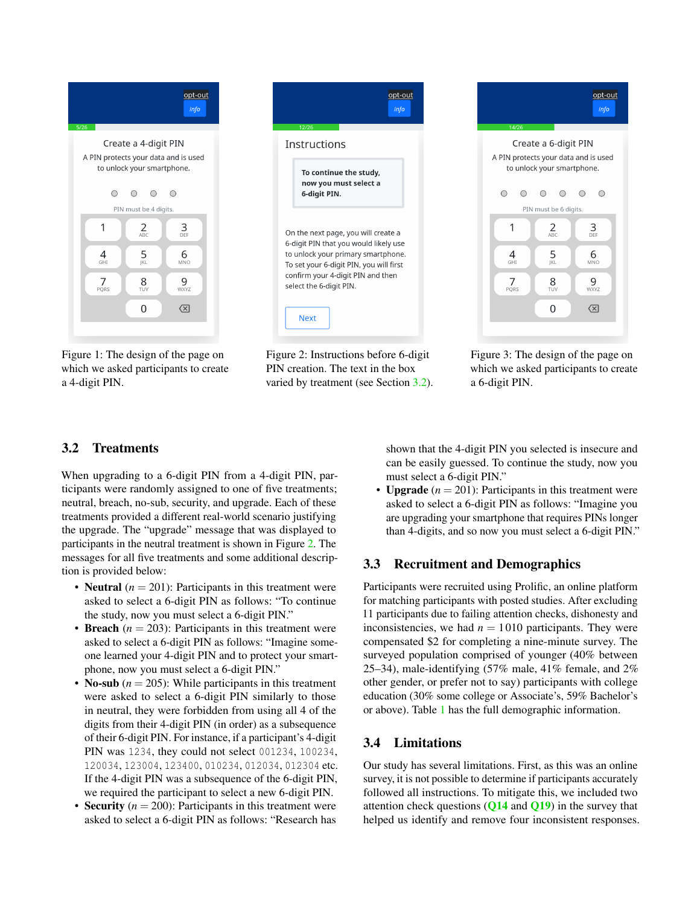Figure 1: The design of the page on which we asked participants to create a 4-digit PIN.

Figure 2: Instructions before 6-digit PIN creation. The text in the box varied by treatment (see Section 3.2).

Figure 3: The design of the page on which we asked participants to create a 6-digit PIN.

### 3.2 Treatments

When upgrading to a 6-digit PIN from a 4-digit PIN, participants were randomly assigned to one of five treatments; neutral, breach, no-sub, security, and upgrade. Each of these treatments provided a different real-world scenario justifying the upgrade. The "upgrade" message that was displayed to participants in the neutral treatment is shown in Figure 2. The messages for all five treatments and some additional description is provided below:

- **Neutral** ($n = 201$): Participants in this treatment were asked to select a 6-digit PIN as follows: "To continue the study, now you must select a 6-digit PIN."
- **Breach** ($n = 203$): Participants in this treatment were asked to select a 6-digit PIN as follows: "Imagine someone learned your 4-digit PIN and to protect your smartphone, now you must select a 6-digit PIN."
- **No-sub** ($n = 205$): While participants in this treatment were asked to select a 6-digit PIN similarly to those in neutral, they were forbidden from using all 4 of the digits from their 4-digit PIN (in order) as a subsequence of their 6-digit PIN. For instance, if a participant's 4-digit PIN was `1234`, they could not select `001234`, `100234`, `120034`, `123004`, `123400`, `010234`, `012034`, `012304` etc. If the 4-digit PIN was a subsequence of the 6-digit PIN, we required the participant to select a new 6-digit PIN.
- **Security** ($n = 200$): Participants in this treatment were asked to select a 6-digit PIN as follows: "Research has shown that the 4-digit PIN you selected is insecure and can be easily guessed. To continue the study, now you must select a 6-digit PIN."
- **Upgrade** ($n = 201$): Participants in this treatment were asked to select a 6-digit PIN as follows: "Imagine you are upgrading your smartphone that requires PINs longer than 4-digits, and so now you must select a 6-digit PIN."

### 3.3 Recruitment and Demographics

Participants were recruited using Prolific, an online platform for matching participants with posted studies. After excluding 11 participants due to failing attention checks, dishonesty and inconsistencies, we had $n = 1010$ participants. They were compensated \$2 for completing a nine-minute survey. The surveyed population comprised of younger (40% between 25–34), male-identifying (57% male, 41% female, and 2% other gender, or prefer not to say) participants with college education (30% some college or Associate's, 59% Bachelor's or above). Table 1 has the full demographic information.

### 3.4 Limitations

Our study has several limitations. First, as this was an online survey, it is not possible to determine if participants accurately followed all instructions. To mitigate this, we included two attention check questions (Q14 and Q19) in the survey that helped us identify and remove four inconsistent responses.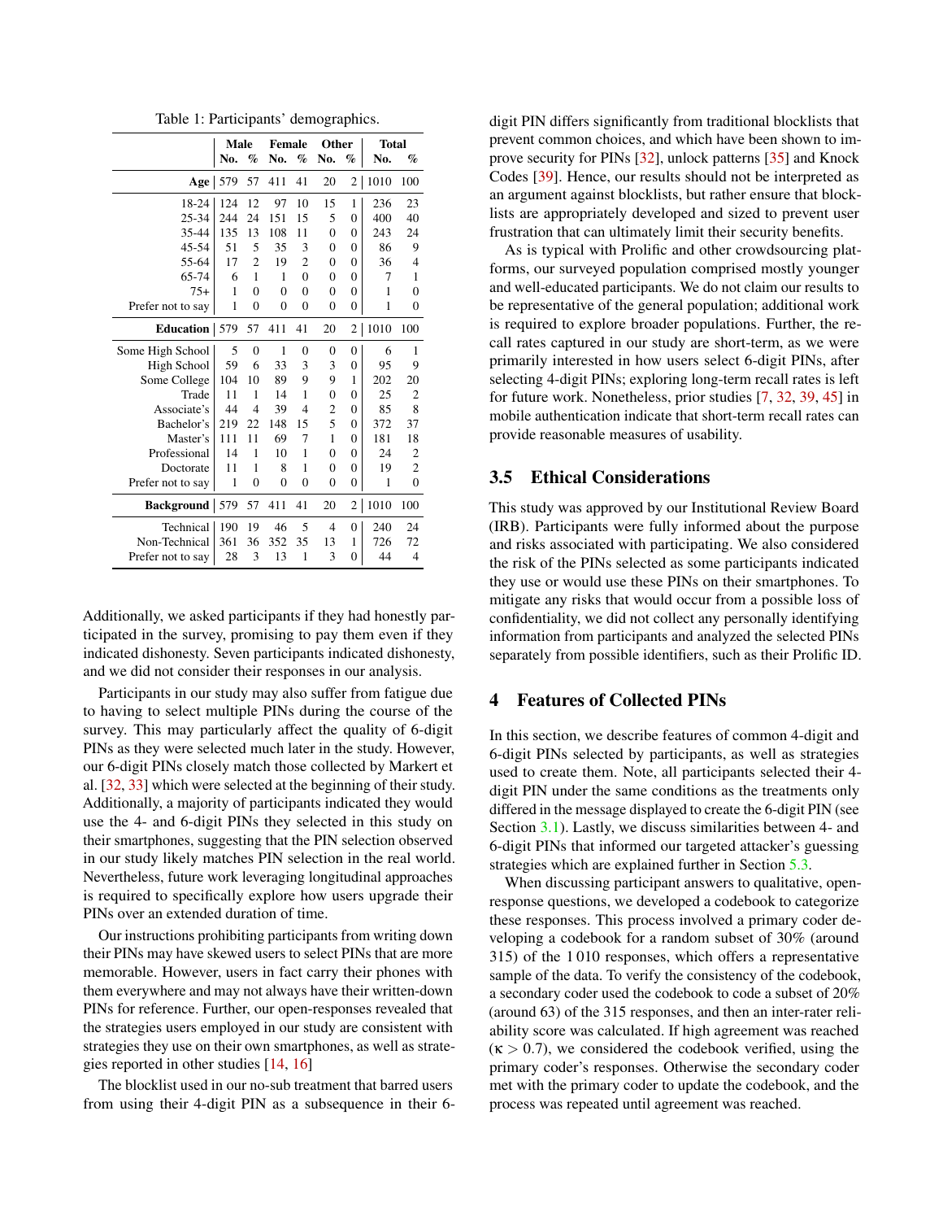Table 1: Participants' demographics.

| | Male | | Female | | Other | | Total | |
|---|---|---|---|---|---|---|---|---|
| | No. | % | No. | % | No. | % | No. | % |
| **Age** | 579 | 57 | 411 | 41 | 20 | 2 | 1010 | 100 |
| 18-24 | 124 | 12 | 97 | 10 | 15 | 1 | 236 | 23 |
| 25-34 | 244 | 24 | 151 | 15 | 5 | 0 | 400 | 40 |
| 35-44 | 135 | 13 | 108 | 11 | 0 | 0 | 243 | 24 |
| 45-54 | 51 | 5 | 35 | 3 | 0 | 0 | 86 | 9 |
| 55-64 | 17 | 2 | 19 | 2 | 0 | 0 | 36 | 4 |
| 65-74 | 6 | 1 | 1 | 0 | 0 | 0 | 7 | 1 |
| 75+ | 1 | 0 | 0 | 0 | 0 | 0 | 1 | 0 |
| Prefer not to say | 1 | 0 | 0 | 0 | 0 | 0 | 1 | 0 |
| **Education** | 579 | 57 | 411 | 41 | 20 | 2 | 1010 | 100 |
| Some High School | 5 | 0 | 1 | 0 | 0 | 0 | 6 | 1 |
| High School | 59 | 6 | 33 | 3 | 3 | 0 | 95 | 9 |
| Some College | 104 | 10 | 89 | 9 | 9 | 1 | 202 | 20 |
| Trade | 11 | 1 | 14 | 1 | 0 | 0 | 25 | 2 |
| Associate's | 44 | 4 | 39 | 4 | 2 | 0 | 85 | 8 |
| Bachelor's | 219 | 22 | 148 | 15 | 5 | 0 | 372 | 37 |
| Master's | 111 | 11 | 69 | 7 | 1 | 0 | 181 | 18 |
| Professional | 14 | 1 | 10 | 1 | 0 | 0 | 24 | 2 |
| Doctorate | 11 | 1 | 8 | 1 | 0 | 0 | 19 | 2 |
| Prefer not to say | 1 | 0 | 0 | 0 | 0 | 0 | 1 | 0 |
| **Background** | 579 | 57 | 411 | 41 | 20 | 2 | 1010 | 100 |
| Technical | 190 | 19 | 46 | 5 | 4 | 0 | 240 | 24 |
| Non-Technical | 361 | 36 | 352 | 35 | 13 | 1 | 726 | 72 |
| Prefer not to say | 28 | 3 | 13 | 1 | 3 | 0 | 44 | 4 |

Additionally, we asked participants if they had honestly participated in the survey, promising to pay them even if they indicated dishonesty. Seven participants indicated dishonesty, and we did not consider their responses in our analysis.

Participants in our study may also suffer from fatigue due to having to select multiple PINs during the course of the survey. This may particularly affect the quality of 6-digit PINs as they were selected much later in the study. However, our 6-digit PINs closely match those collected by Markert et al. [32, 33] which were selected at the beginning of their study. Additionally, a majority of participants indicated they would use the 4- and 6-digit PINs they selected in this study on their smartphones, suggesting that the PIN selection observed in our study likely matches PIN selection in the real world. Nevertheless, future work leveraging longitudinal approaches is required to specifically explore how users upgrade their PINs over an extended duration of time.

Our instructions prohibiting participants from writing down their PINs may have skewed users to select PINs that are more memorable. However, users in fact carry their phones with them everywhere and may not always have their written-down PINs for reference. Further, our open-responses revealed that the strategies users employed in our study are consistent with strategies they use on their own smartphones, as well as strategies reported in other studies [14, 16]

The blocklist used in our no-sub treatment that barred users from using their 4-digit PIN as a subsequence in their 6-digit PIN differs significantly from traditional blocklists that prevent common choices, and which have been shown to improve security for PINs [32], unlock patterns [35] and Knock Codes [39]. Hence, our results should not be interpreted as an argument against blocklists, but rather ensure that blocklists are appropriately developed and sized to prevent user frustration that can ultimately limit their security benefits.

As is typical with Prolific and other crowdsourcing platforms, our surveyed population comprised mostly younger and well-educated participants. We do not claim our results to be representative of the general population; additional work is required to explore broader populations. Further, the recall rates captured in our study are short-term, as we were primarily interested in how users select 6-digit PINs, after selecting 4-digit PINs; exploring long-term recall rates is left for future work. Nonetheless, prior studies [7, 32, 39, 45] in mobile authentication indicate that short-term recall rates can provide reasonable measures of usability.

## 3.5 Ethical Considerations

This study was approved by our Institutional Review Board (IRB). Participants were fully informed about the purpose and risks associated with participating. We also considered the risk of the PINs selected as some participants indicated they use or would use these PINs on their smartphones. To mitigate any risks that would occur from a possible loss of confidentiality, we did not collect any personally identifying information from participants and analyzed the selected PINs separately from possible identifiers, such as their Prolific ID.

# 4 Features of Collected PINs

In this section, we describe features of common 4-digit and 6-digit PINs selected by participants, as well as strategies used to create them. Note, all participants selected their 4-digit PIN under the same conditions as the treatments only differed in the message displayed to create the 6-digit PIN (see Section 3.1). Lastly, we discuss similarities between 4- and 6-digit PINs that informed our targeted attacker's guessing strategies which are explained further in Section 5.3.

When discussing participant answers to qualitative, open-response questions, we developed a codebook to categorize these responses. This process involved a primary coder developing a codebook for a random subset of 30% (around 315) of the 1 010 responses, which offers a representative sample of the data. To verify the consistency of the codebook, a secondary coder used the codebook to code a subset of 20% (around 63) of the 315 responses, and then an inter-rater reliability score was calculated. If high agreement was reached ($\kappa > 0.7$), we considered the codebook verified, using the primary coder's responses. Otherwise the secondary coder met with the primary coder to update the codebook, and the process was repeated until agreement was reached.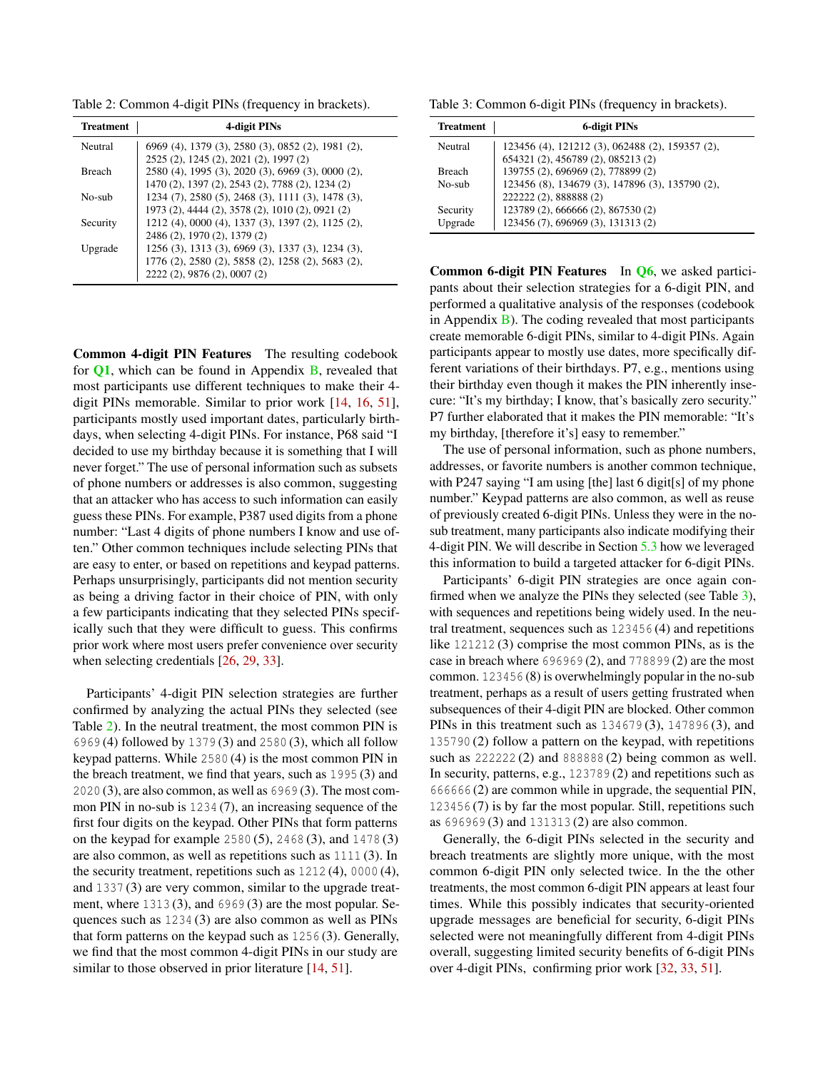Table 2: Common 4-digit PINs (frequency in brackets).

| Treatment | 4-digit PINs |
|---|---|
| Neutral | 6969 (4), 1379 (3), 2580 (3), 0852 (2), 1981 (2), 2525 (2), 1245 (2), 2021 (2), 1997 (2) |
| Breach | 2580 (4), 1995 (3), 2020 (3), 6969 (3), 0000 (2), 1470 (2), 1397 (2), 2543 (2), 7788 (2), 1234 (2) |
| No-sub | 1234 (7), 2580 (5), 2468 (3), 1111 (3), 1478 (3), 1973 (2), 4444 (2), 3578 (2), 1010 (2), 0921 (2) |
| Security | 1212 (4), 0000 (4), 1337 (3), 1397 (2), 1125 (2), 2486 (2), 1970 (2), 1379 (2) |
| Upgrade | 1256 (3), 1313 (3), 6969 (3), 1337 (3), 1234 (3), 1776 (2), 2580 (2), 5858 (2), 1258 (2), 5683 (2), 2222 (2), 9876 (2), 0007 (2) |

**Common 4-digit PIN Features** The resulting codebook for **Q1**, which can be found in Appendix B, revealed that most participants use different techniques to make their 4-digit PINs memorable. Similar to prior work [14, 16, 51], participants mostly used important dates, particularly birthdays, when selecting 4-digit PINs. For instance, P68 said "I decided to use my birthday because it is something that I will never forget." The use of personal information such as subsets of phone numbers or addresses is also common, suggesting that an attacker who has access to such information can easily guess these PINs. For example, P387 used digits from a phone number: "Last 4 digits of phone numbers I know and use often." Other common techniques include selecting PINs that are easy to enter, or based on repetitions and keypad patterns. Perhaps unsurprisingly, participants did not mention security as being a driving factor in their choice of PIN, with only a few participants indicating that they selected PINs specifically such that they were difficult to guess. This confirms prior work where most users prefer convenience over security when selecting credentials [26, 29, 33].

Participants' 4-digit PIN selection strategies are further confirmed by analyzing the actual PINs they selected (see Table 2). In the neutral treatment, the most common PIN is 6969 (4) followed by 1379 (3) and 2580 (3), which all follow keypad patterns. While 2580 (4) is the most common PIN in the breach treatment, we find that years, such as 1995 (3) and 2020 (3), are also common, as well as 6969 (3). The most common PIN in no-sub is 1234 (7), an increasing sequence of the first four digits on the keypad. Other PINs that form patterns on the keypad for example 2580 (5), 2468 (3), and 1478 (3) are also common, as well as repetitions such as 1111 (3). In the security treatment, repetitions such as 1212 (4), 0000 (4), and 1337 (3) are very common, similar to the upgrade treatment, where 1313 (3), and 6969 (3) are the most popular. Sequences such as 1234 (3) are also common as well as PINs that form patterns on the keypad such as 1256 (3). Generally, we find that the most common 4-digit PINs in our study are similar to those observed in prior literature [14, 51].

Table 3: Common 6-digit PINs (frequency in brackets).

| Treatment | 6-digit PINs |
|---|---|
| Neutral | 123456 (4), 121212 (3), 062488 (2), 159357 (2), 654321 (2), 456789 (2), 085213 (2) |
| Breach | 139755 (2), 696969 (2), 778899 (2) |
| No-sub | 123456 (8), 134679 (3), 147896 (3), 135790 (2), 222222 (2), 888888 (2) |
| Security | 123789 (2), 666666 (2), 867530 (2) |
| Upgrade | 123456 (7), 696969 (3), 131313 (2) |

**Common 6-digit PIN Features** In **Q6**, we asked participants about their selection strategies for a 6-digit PIN, and performed a qualitative analysis of the responses (codebook in Appendix B). The coding revealed that most participants create memorable 6-digit PINs, similar to 4-digit PINs. Again participants appear to mostly use dates, more specifically different variations of their birthdays. P7, e.g., mentions using their birthday even though it makes the PIN inherently insecure: "It's my birthday; I know, that's basically zero security." P7 further elaborated that it makes the PIN memorable: "It's my birthday, [therefore it's] easy to remember."

The use of personal information, such as phone numbers, addresses, or favorite numbers is another common technique, with P247 saying "I am using [the] last 6 digit[s] of my phone number." Keypad patterns are also common, as well as reuse of previously created 6-digit PINs. Unless they were in the no-sub treatment, many participants also indicate modifying their 4-digit PIN. We will describe in Section 5.3 how we leveraged this information to build a targeted attacker for 6-digit PINs.

Participants' 6-digit PIN strategies are once again confirmed when we analyze the PINs they selected (see Table 3), with sequences and repetitions being widely used. In the neutral treatment, sequences such as 123456 (4) and repetitions like 121212 (3) comprise the most common PINs, as is the case in breach where 696969 (2), and 778899 (2) are the most common. 123456 (8) is overwhelmingly popular in the no-sub treatment, perhaps as a result of users getting frustrated when subsequences of their 4-digit PIN are blocked. Other common PINs in this treatment such as 134679 (3), 147896 (3), and 135790 (2) follow a pattern on the keypad, with repetitions such as 222222 (2) and 888888 (2) being common as well. In security, patterns, e.g., 123789 (2) and repetitions such as 666666 (2) are common while in upgrade, the sequential PIN, 123456 (7) is by far the most popular. Still, repetitions such as 696969 (3) and 131313 (2) are also common.

Generally, the 6-digit PINs selected in the security and breach treatments are slightly more unique, with the most common 6-digit PIN only selected twice. In the the other treatments, the most common 6-digit PIN appears at least four times. While this possibly indicates that security-oriented upgrade messages are beneficial for security, 6-digit PINs selected were not meaningfully different from 4-digit PINs overall, suggesting limited security benefits of 6-digit PINs over 4-digit PINs, confirming prior work [32, 33, 51].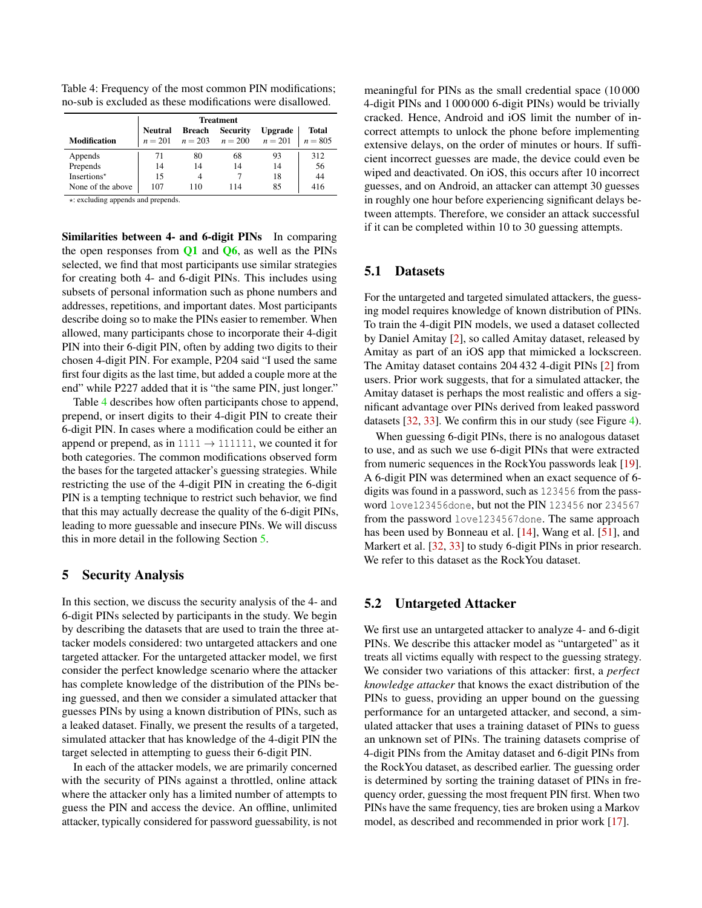Table 4: Frequency of the most common PIN modifications; no-sub is excluded as these modifications were disallowed.

| Modification | Treatment | | | | |
|---|---|---|---|---|---|
| | Neutral $n = 201$ | Breach $n = 203$ | Security $n = 200$ | Upgrade $n = 201$ | Total $n = 805$ |
| Appends | 71 | 80 | 68 | 93 | 312 |
| Prepends | 14 | 14 | 14 | 14 | 56 |
| Insertions⋆ | 15 | 4 | 7 | 18 | 44 |
| None of the above | 107 | 110 | 114 | 85 | 416 |

⋆: excluding appends and prepends.

**Similarities between 4- and 6-digit PINs** In comparing the open responses from Q1 and Q6, as well as the PINs selected, we find that most participants use similar strategies for creating both 4- and 6-digit PINs. This includes using subsets of personal information such as phone numbers and addresses, repetitions, and important dates. Most participants describe doing so to make the PINs easier to remember. When allowed, many participants chose to incorporate their 4-digit PIN into their 6-digit PIN, often by adding two digits to their chosen 4-digit PIN. For example, P204 said "I used the same first four digits as the last time, but added a couple more at the end" while P227 added that it is "the same PIN, just longer."

Table 4 describes how often participants chose to append, prepend, or insert digits to their 4-digit PIN to create their 6-digit PIN. In cases where a modification could be either an append or prepend, as in `1111` → `111111`, we counted it for both categories. The common modifications observed form the bases for the targeted attacker's guessing strategies. While restricting the use of the 4-digit PIN in creating the 6-digit PIN is a tempting technique to restrict such behavior, we find that this may actually decrease the quality of the 6-digit PINs, leading to more guessable and insecure PINs. We will discuss this in more detail in the following Section 5.

## 5 Security Analysis

In this section, we discuss the security analysis of the 4- and 6-digit PINs selected by participants in the study. We begin by describing the datasets that are used to train the three attacker models considered: two untargeted attackers and one targeted attacker. For the untargeted attacker model, we first consider the perfect knowledge scenario where the attacker has complete knowledge of the distribution of the PINs being guessed, and then we consider a simulated attacker that guesses PINs by using a known distribution of PINs, such as a leaked dataset. Finally, we present the results of a targeted, simulated attacker that has knowledge of the 4-digit PIN the target selected in attempting to guess their 6-digit PIN.

In each of the attacker models, we are primarily concerned with the security of PINs against a throttled, online attack where the attacker only has a limited number of attempts to guess the PIN and access the device. An offline, unlimited attacker, typically considered for password guessability, is not meaningful for PINs as the small credential space (10 000 4-digit PINs and 1 000 000 6-digit PINs) would be trivially cracked. Hence, Android and iOS limit the number of incorrect attempts to unlock the phone before implementing extensive delays, on the order of minutes or hours. If sufficient incorrect guesses are made, the device could even be wiped and deactivated. On iOS, this occurs after 10 incorrect guesses, and on Android, an attacker can attempt 30 guesses in roughly one hour before experiencing significant delays between attempts. Therefore, we consider an attack successful if it can be completed within 10 to 30 guessing attempts.

### 5.1 Datasets

For the untargeted and targeted simulated attackers, the guessing model requires knowledge of known distribution of PINs. To train the 4-digit PIN models, we used a dataset collected by Daniel Amitay [2], so called Amitay dataset, released by Amitay as part of an iOS app that mimicked a lockscreen. The Amitay dataset contains 204 432 4-digit PINs [2] from users. Prior work suggests, that for a simulated attacker, the Amitay dataset is perhaps the most realistic and offers a significant advantage over PINs derived from leaked password datasets [32, 33]. We confirm this in our study (see Figure 4).

When guessing 6-digit PINs, there is no analogous dataset to use, and as such we use 6-digit PINs that were extracted from numeric sequences in the RockYou passwords leak [19]. A 6-digit PIN was determined when an exact sequence of 6-digits was found in a password, such as `123456` from the password `love123456done`, but not the PIN `123456` nor `234567` from the password `love1234567done`. The same approach has been used by Bonneau et al. [14], Wang et al. [51], and Markert et al. [32, 33] to study 6-digit PINs in prior research. We refer to this dataset as the RockYou dataset.

### 5.2 Untargeted Attacker

We first use an untargeted attacker to analyze 4- and 6-digit PINs. We describe this attacker model as "untargeted" as it treats all victims equally with respect to the guessing strategy. We consider two variations of this attacker: first, a *perfect knowledge attacker* that knows the exact distribution of the PINs to guess, providing an upper bound on the guessing performance for an untargeted attacker, and second, a simulated attacker that uses a training dataset of PINs to guess an unknown set of PINs. The training datasets comprise of 4-digit PINs from the Amitay dataset and 6-digit PINs from the RockYou dataset, as described earlier. The guessing order is determined by sorting the training dataset of PINs in frequency order, guessing the most frequent PIN first. When two PINs have the same frequency, ties are broken using a Markov model, as described and recommended in prior work [17].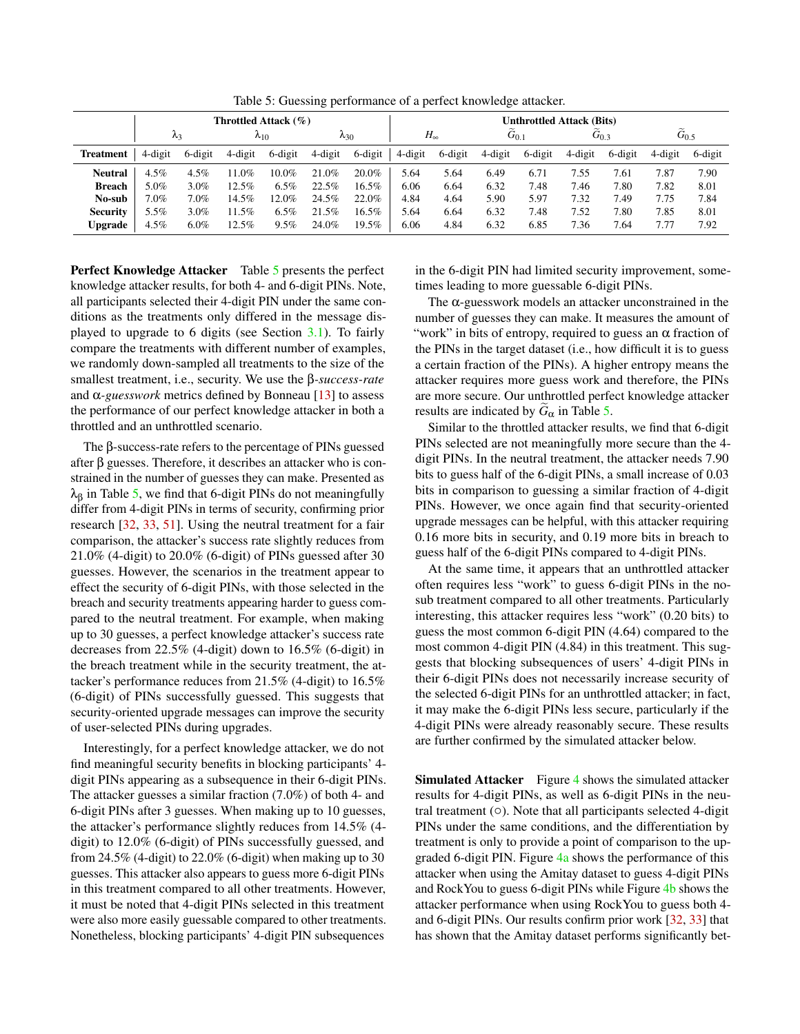Table 5: Guessing performance of a perfect knowledge attacker.

| | Throttled Attack (%) | | | | | | Unthrottled Attack (Bits) | | | | | | | |
|---|---|---|---|---|---|---|---|---|---|---|---|---|---|---|
| | $\lambda_3$ | | $\lambda_{10}$ | | $\lambda_{30}$ | | $H_\infty$ | | $\widetilde{G}_{0.1}$ | | $\widetilde{G}_{0.3}$ | | $\widetilde{G}_{0.5}$ | |
| **Treatment** | 4-digit | 6-digit | 4-digit | 6-digit | 4-digit | 6-digit | 4-digit | 6-digit | 4-digit | 6-digit | 4-digit | 6-digit | 4-digit | 6-digit |
| **Neutral** | 4.5% | 4.5% | 11.0% | 10.0% | 21.0% | 20.0% | 5.64 | 5.64 | 6.49 | 6.71 | 7.55 | 7.61 | 7.87 | 7.90 |
| **Breach** | 5.0% | 3.0% | 12.5% | 6.5% | 22.5% | 16.5% | 6.06 | 6.64 | 6.32 | 7.48 | 7.46 | 7.80 | 7.82 | 8.01 |
| **No-sub** | 7.0% | 7.0% | 14.5% | 12.0% | 24.5% | 22.0% | 4.84 | 4.64 | 5.90 | 5.97 | 7.32 | 7.49 | 7.75 | 7.84 |
| **Security** | 5.5% | 3.0% | 11.5% | 6.5% | 21.5% | 16.5% | 5.64 | 6.64 | 6.32 | 7.48 | 7.52 | 7.80 | 7.85 | 8.01 |
| **Upgrade** | 4.5% | 6.0% | 12.5% | 9.5% | 24.0% | 19.5% | 6.06 | 4.84 | 6.32 | 6.85 | 7.36 | 7.64 | 7.77 | 7.92 |

**Perfect Knowledge Attacker** Table 5 presents the perfect knowledge attacker results, for both 4- and 6-digit PINs. Note, all participants selected their 4-digit PIN under the same conditions as the treatments only differed in the message displayed to upgrade to 6 digits (see Section 3.1). To fairly compare the treatments with different number of examples, we randomly down-sampled all treatments to the size of the smallest treatment, i.e., security. We use the β-*success-rate* and α-*guesswork* metrics defined by Bonneau [13] to assess the performance of our perfect knowledge attacker in both a throttled and an unthrottled scenario.

The β-success-rate refers to the percentage of PINs guessed after β guesses. Therefore, it describes an attacker who is constrained in the number of guesses they can make. Presented as $\lambda_\beta$ in Table 5, we find that 6-digit PINs do not meaningfully differ from 4-digit PINs in terms of security, confirming prior research [32, 33, 51]. Using the neutral treatment for a fair comparison, the attacker's success rate slightly reduces from 21.0% (4-digit) to 20.0% (6-digit) of PINs guessed after 30 guesses. However, the scenarios in the treatment appear to effect the security of 6-digit PINs, with those selected in the breach and security treatments appearing harder to guess compared to the neutral treatment. For example, when making up to 30 guesses, a perfect knowledge attacker's success rate decreases from 22.5% (4-digit) down to 16.5% (6-digit) in the breach treatment while in the security treatment, the attacker's performance reduces from 21.5% (4-digit) to 16.5% (6-digit) of PINs successfully guessed. This suggests that security-oriented upgrade messages can improve the security of user-selected PINs during upgrades.

Interestingly, for a perfect knowledge attacker, we do not find meaningful security benefits in blocking participants' 4-digit PINs appearing as a subsequence in their 6-digit PINs. The attacker guesses a similar fraction (7.0%) of both 4- and 6-digit PINs after 3 guesses. When making up to 10 guesses, the attacker's performance slightly reduces from 14.5% (4-digit) to 12.0% (6-digit) of PINs successfully guessed, and from 24.5% (4-digit) to 22.0% (6-digit) when making up to 30 guesses. This attacker also appears to guess more 6-digit PINs in this treatment compared to all other treatments. However, it must be noted that 4-digit PINs selected in this treatment were also more easily guessable compared to other treatments. Nonetheless, blocking participants' 4-digit PIN subsequences in the 6-digit PIN had limited security improvement, sometimes leading to more guessable 6-digit PINs.

The α-guesswork models an attacker unconstrained in the number of guesses they can make. It measures the amount of "work" in bits of entropy, required to guess an α fraction of the PINs in the target dataset (i.e., how difficult it is to guess a certain fraction of the PINs). A higher entropy means the attacker requires more guess work and therefore, the PINs are more secure. Our unthrottled perfect knowledge attacker results are indicated by $\widetilde{G}_\alpha$ in Table 5.

Similar to the throttled attacker results, we find that 6-digit PINs selected are not meaningfully more secure than the 4-digit PINs. In the neutral treatment, the attacker needs 7.90 bits to guess half of the 6-digit PINs, a small increase of 0.03 bits in comparison to guessing a similar fraction of 4-digit PINs. However, we once again find that security-oriented upgrade messages can be helpful, with this attacker requiring 0.16 more bits in security, and 0.19 more bits in breach to guess half of the 6-digit PINs compared to 4-digit PINs.

At the same time, it appears that an unthrottled attacker often requires less "work" to guess 6-digit PINs in the no-sub treatment compared to all other treatments. Particularly interesting, this attacker requires less "work" (0.20 bits) to guess the most common 6-digit PIN (4.64) compared to the most common 4-digit PIN (4.84) in this treatment. This suggests that blocking subsequences of users' 4-digit PINs in their 6-digit PINs does not necessarily increase security of the selected 6-digit PINs for an unthrottled attacker; in fact, it may make the 6-digit PINs less secure, particularly if the 4-digit PINs were already reasonably secure. These results are further confirmed by the simulated attacker below.

**Simulated Attacker** Figure 4 shows the simulated attacker results for 4-digit PINs, as well as 6-digit PINs in the neutral treatment (○). Note that all participants selected 4-digit PINs under the same conditions, and the differentiation by treatment is only to provide a point of comparison to the upgraded 6-digit PIN. Figure 4a shows the performance of this attacker when using the Amitay dataset to guess 4-digit PINs and RockYou to guess 6-digit PINs while Figure 4b shows the attacker performance when using RockYou to guess both 4- and 6-digit PINs. Our results confirm prior work [32, 33] that has shown that the Amitay dataset performs significantly bet-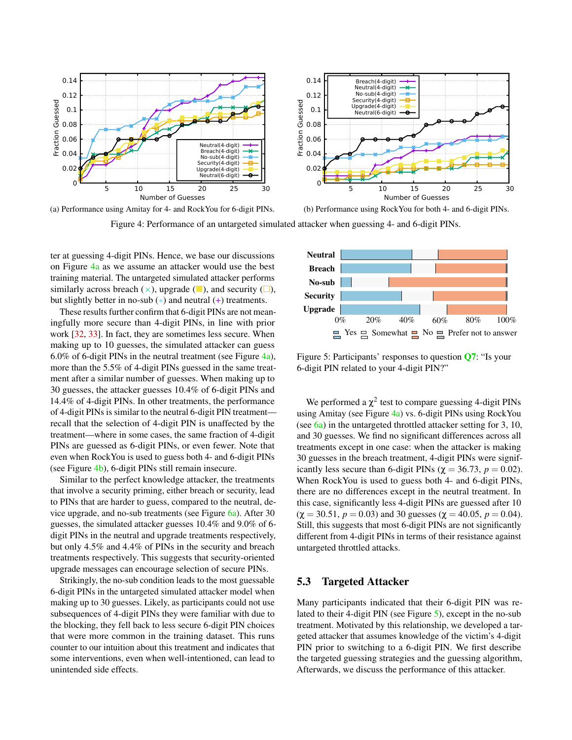(a) Performance using Amitay for 4- and RockYou for 6-digit PINs.

(b) Performance using RockYou for both 4- and 6-digit PINs.

Figure 4: Performance of an untargeted simulated attacker when guessing 4- and 6-digit PINs.

ter at guessing 4-digit PINs. Hence, we base our discussions on Figure 4a as we assume an attacker would use the best training material. The untargeted simulated attacker performs similarly across breach (×), upgrade (■), and security (□), but slightly better in no-sub (∗) and neutral (+) treatments.

These results further confirm that 6-digit PINs are not meaningfully more secure than 4-digit PINs, in line with prior work [32, 33]. In fact, they are sometimes less secure. When making up to 10 guesses, the simulated attacker can guess 6.0% of 6-digit PINs in the neutral treatment (see Figure 4a), more than the 5.5% of 4-digit PINs guessed in the same treatment after a similar number of guesses. When making up to 30 guesses, the attacker guesses 10.4% of 6-digit PINs and 14.4% of 4-digit PINs. In other treatments, the performance of 4-digit PINs is similar to the neutral 6-digit PIN treatment—recall that the selection of 4-digit PIN is unaffected by the treatment—where in some cases, the same fraction of 4-digit PINs are guessed as 6-digit PINs, or even fewer. Note that even when RockYou is used to guess both 4- and 6-digit PINs (see Figure 4b), 6-digit PINs still remain insecure.

Similar to the perfect knowledge attacker, the treatments that involve a security priming, either breach or security, lead to PINs that are harder to guess, compared to the neutral, device upgrade, and no-sub treatments (see Figure 6a). After 30 guesses, the simulated attacker guesses 10.4% and 9.0% of 6-digit PINs in the neutral and upgrade treatments respectively, but only 4.5% and 4.4% of PINs in the security and breach treatments respectively. This suggests that security-oriented upgrade messages can encourage selection of secure PINs.

Strikingly, the no-sub condition leads to the most guessable 6-digit PINs in the untargeted simulated attacker model when making up to 30 guesses. Likely, as participants could not use subsequences of 4-digit PINs they were familiar with due to the blocking, they fell back to less secure 6-digit PIN choices that were more common in the training dataset. This runs counter to our intuition about this treatment and indicates that some interventions, even when well-intentioned, can lead to unintended side effects.

Figure 5: Participants' responses to question Q7: "Is your 6-digit PIN related to your 4-digit PIN?"

We performed a $\chi^2$ test to compare guessing 4-digit PINs using Amitay (see Figure 4a) vs. 6-digit PINs using RockYou (see 6a) in the untargeted throttled attacker setting for 3, 10, and 30 guesses. We find no significant differences across all treatments except in one case: when the attacker is making 30 guesses in the breach treatment, 4-digit PINs were significantly less secure than 6-digit PINs ($\chi = 36.73$, $p = 0.02$). When RockYou is used to guess both 4- and 6-digit PINs, there are no differences except in the neutral treatment. In this case, significantly less 4-digit PINs are guessed after 10 ($\chi = 30.51$, $p = 0.03$) and 30 guesses ($\chi = 40.05$, $p = 0.04$). Still, this suggests that most 6-digit PINs are not significantly different from 4-digit PINs in terms of their resistance against untargeted throttled attacks.

## 5.3 Targeted Attacker

Many participants indicated that their 6-digit PIN was related to their 4-digit PIN (see Figure 5), except in the no-sub treatment. Motivated by this relationship, we developed a targeted attacker that assumes knowledge of the victim's 4-digit PIN prior to switching to a 6-digit PIN. We first describe the targeted guessing strategies and the guessing algorithm, Afterwards, we discuss the performance of this attacker.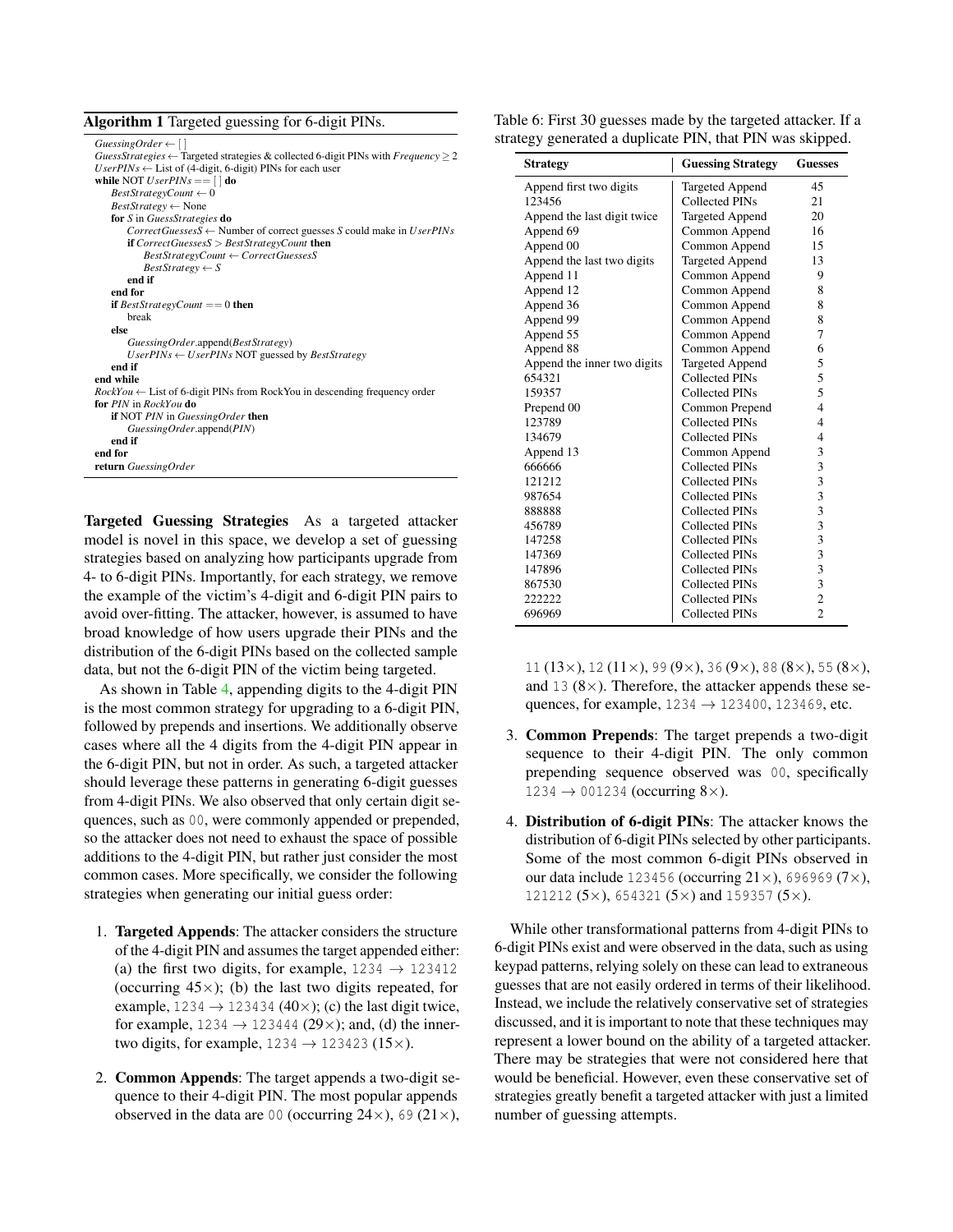**Algorithm 1** Targeted guessing for 6-digit PINs.

```
GuessingOrder ← [ ]
GuessStrategies ← Targeted strategies & collected 6-digit PINs with Frequency ≥ 2
UserPINs ← List of (4-digit, 6-digit) PINs for each user
while NOT UserPINs == [ ] do
    BestStrategyCount ← 0
    BestStrategy ← None
    for S in GuessStrategies do
        CorrectGuessesS ← Number of correct guesses S could make in UserPINs
        if CorrectGuessesS > BestStrategyCount then
            BestStrategyCount ← CorrectGuessesS
            BestStrategy ← S
        end if
    end for
    if BestStrategyCount == 0 then
        break
    else
        GuessingOrder.append(BestStrategy)
        UserPINs ← UserPINs NOT guessed by BestStrategy
    end if
end while
RockYou ← List of 6-digit PINs from RockYou in descending frequency order
for PIN in RockYou do
    if NOT PIN in GuessingOrder then
        GuessingOrder.append(PIN)
    end if
end for
return GuessingOrder
```

**Targeted Guessing Strategies** As a targeted attacker model is novel in this space, we develop a set of guessing strategies based on analyzing how participants upgrade from 4- to 6-digit PINs. Importantly, for each strategy, we remove the example of the victim's 4-digit and 6-digit PIN pairs to avoid over-fitting. The attacker, however, is assumed to have broad knowledge of how users upgrade their PINs and the distribution of the 6-digit PINs based on the collected sample data, but not the 6-digit PIN of the victim being targeted.

As shown in Table 4, appending digits to the 4-digit PIN is the most common strategy for upgrading to a 6-digit PIN, followed by prepends and insertions. We additionally observe cases where all the 4 digits from the 4-digit PIN appear in the 6-digit PIN, but not in order. As such, a targeted attacker should leverage these patterns in generating 6-digit guesses from 4-digit PINs. We also observed that only certain digit sequences, such as 00, were commonly appended or prepended, so the attacker does not need to exhaust the space of possible additions to the 4-digit PIN, but rather just consider the most common cases. More specifically, we consider the following strategies when generating our initial guess order:

1. **Targeted Appends**: The attacker considers the structure of the 4-digit PIN and assumes the target appended either: (a) the first two digits, for example, 1234 → 123412 (occurring 45×); (b) the last two digits repeated, for example, 1234 → 123434 (40×); (c) the last digit twice, for example, 1234 → 123444 (29×); and, (d) the inner-two digits, for example, 1234 → 123423 (15×).
2. **Common Appends**: The target appends a two-digit sequence to their 4-digit PIN. The most popular appends observed in the data are 00 (occurring 24×), 69 (21×), 11 (13×), 12 (11×), 99 (9×), 36 (9×), 88 (8×), 55 (8×), and 13 (8×). Therefore, the attacker appends these sequences, for example, 1234 → 123400, 123469, etc.
3. **Common Prepends**: The target prepends a two-digit sequence to their 4-digit PIN. The only common prepending sequence observed was 00, specifically 1234 → 001234 (occurring 8×).
4. **Distribution of 6-digit PINs**: The attacker knows the distribution of 6-digit PINs selected by other participants. Some of the most common 6-digit PINs observed in our data include 123456 (occurring 21×), 696969 (7×), 121212 (5×), 654321 (5×) and 159357 (5×).

Table 6: First 30 guesses made by the targeted attacker. If a strategy generated a duplicate PIN, that PIN was skipped.

| Strategy | Guessing Strategy | Guesses |
|---|---|---|
| Append first two digits | Targeted Append | 45 |
| 123456 | Collected PINs | 21 |
| Append the last digit twice | Targeted Append | 20 |
| Append 69 | Common Append | 16 |
| Append 00 | Common Append | 15 |
| Append the last two digits | Targeted Append | 13 |
| Append 11 | Common Append | 9 |
| Append 12 | Common Append | 8 |
| Append 36 | Common Append | 8 |
| Append 99 | Common Append | 8 |
| Append 55 | Common Append | 7 |
| Append 88 | Common Append | 6 |
| Append the inner two digits | Targeted Append | 5 |
| 654321 | Collected PINs | 5 |
| 159357 | Collected PINs | 5 |
| Prepend 00 | Common Prepend | 4 |
| 123789 | Collected PINs | 4 |
| 134679 | Collected PINs | 4 |
| Append 13 | Common Append | 3 |
| 666666 | Collected PINs | 3 |
| 121212 | Collected PINs | 3 |
| 987654 | Collected PINs | 3 |
| 888888 | Collected PINs | 3 |
| 456789 | Collected PINs | 3 |
| 147258 | Collected PINs | 3 |
| 147369 | Collected PINs | 3 |
| 147896 | Collected PINs | 3 |
| 867530 | Collected PINs | 3 |
| 222222 | Collected PINs | 2 |
| 696969 | Collected PINs | 2 |

While other transformational patterns from 4-digit PINs to 6-digit PINs exist and were observed in the data, such as using keypad patterns, relying solely on these can lead to extraneous guesses that are not easily ordered in terms of their likelihood. Instead, we include the relatively conservative set of strategies discussed, and it is important to note that these techniques may represent a lower bound on the ability of a targeted attacker. There may be strategies that were not considered here that would be beneficial. However, even these conservative set of strategies greatly benefit a targeted attacker with just a limited number of guessing attempts.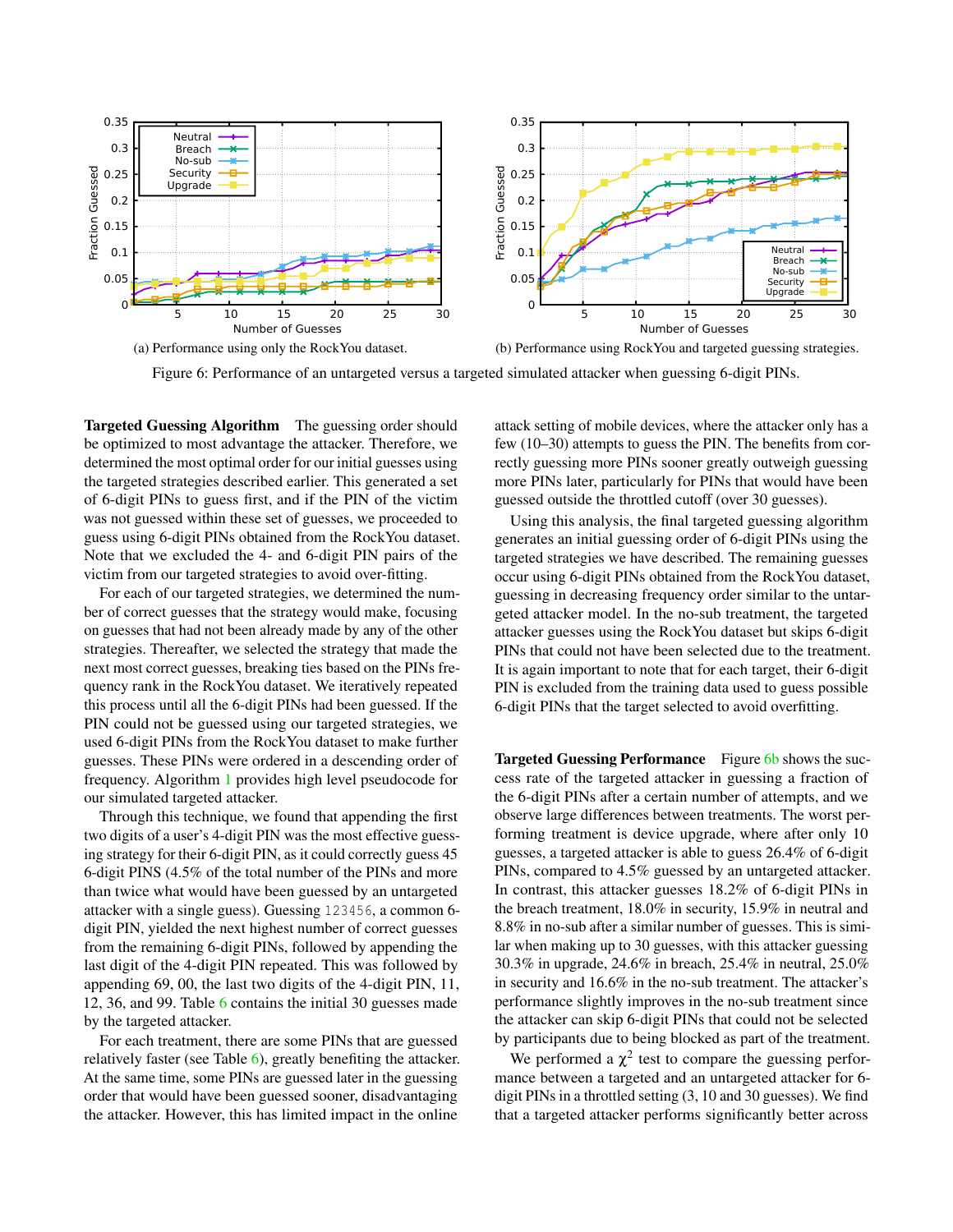(a) Performance using only the RockYou dataset.

(b) Performance using RockYou and targeted guessing strategies.

Figure 6: Performance of an untargeted versus a targeted simulated attacker when guessing 6-digit PINs.

**Targeted Guessing Algorithm** The guessing order should be optimized to most advantage the attacker. Therefore, we determined the most optimal order for our initial guesses using the targeted strategies described earlier. This generated a set of 6-digit PINs to guess first, and if the PIN of the victim was not guessed within these set of guesses, we proceeded to guess using 6-digit PINs obtained from the RockYou dataset. Note that we excluded the 4- and 6-digit PIN pairs of the victim from our targeted strategies to avoid over-fitting.

For each of our targeted strategies, we determined the number of correct guesses that the strategy would make, focusing on guesses that had not been already made by any of the other strategies. Thereafter, we selected the strategy that made the next most correct guesses, breaking ties based on the PINs frequency rank in the RockYou dataset. We iteratively repeated this process until all the 6-digit PINs had been guessed. If the PIN could not be guessed using our targeted strategies, we used 6-digit PINs from the RockYou dataset to make further guesses. These PINs were ordered in a descending order of frequency. Algorithm 1 provides high level pseudocode for our simulated targeted attacker.

Through this technique, we found that appending the first two digits of a user's 4-digit PIN was the most effective guessing strategy for their 6-digit PIN, as it could correctly guess 45 6-digit PINS (4.5% of the total number of the PINs and more than twice what would have been guessed by an untargeted attacker with a single guess). Guessing `123456`, a common 6-digit PIN, yielded the next highest number of correct guesses from the remaining 6-digit PINs, followed by appending the last digit of the 4-digit PIN repeated. This was followed by appending 69, 00, the last two digits of the 4-digit PIN, 11, 12, 36, and 99. Table 6 contains the initial 30 guesses made by the targeted attacker.

For each treatment, there are some PINs that are guessed relatively faster (see Table 6), greatly benefiting the attacker. At the same time, some PINs are guessed later in the guessing order that would have been guessed sooner, disadvantaging the attacker. However, this has limited impact in the online attack setting of mobile devices, where the attacker only has a few (10–30) attempts to guess the PIN. The benefits from correctly guessing more PINs sooner greatly outweigh guessing more PINs later, particularly for PINs that would have been guessed outside the throttled cutoff (over 30 guesses).

Using this analysis, the final targeted guessing algorithm generates an initial guessing order of 6-digit PINs using the targeted strategies we have described. The remaining guesses occur using 6-digit PINs obtained from the RockYou dataset, guessing in decreasing frequency order similar to the untargeted attacker model. In the no-sub treatment, the targeted attacker guesses using the RockYou dataset but skips 6-digit PINs that could not have been selected due to the treatment. It is again important to note that for each target, their 6-digit PIN is excluded from the training data used to guess possible 6-digit PINs that the target selected to avoid overfitting.

**Targeted Guessing Performance** Figure 6b shows the success rate of the targeted attacker in guessing a fraction of the 6-digit PINs after a certain number of attempts, and we observe large differences between treatments. The worst performing treatment is device upgrade, where after only 10 guesses, a targeted attacker is able to guess 26.4% of 6-digit PINs, compared to 4.5% guessed by an untargeted attacker. In contrast, this attacker guesses 18.2% of 6-digit PINs in the breach treatment, 18.0% in security, 15.9% in neutral and 8.8% in no-sub after a similar number of guesses. This is similar when making up to 30 guesses, with this attacker guessing 30.3% in upgrade, 24.6% in breach, 25.4% in neutral, 25.0% in security and 16.6% in the no-sub treatment. The attacker's performance slightly improves in the no-sub treatment since the attacker can skip 6-digit PINs that could not be selected by participants due to being blocked as part of the treatment.

We performed a $\chi^2$ test to compare the guessing performance between a targeted and an untargeted attacker for 6-digit PINs in a throttled setting (3, 10 and 30 guesses). We find that a targeted attacker performs significantly better across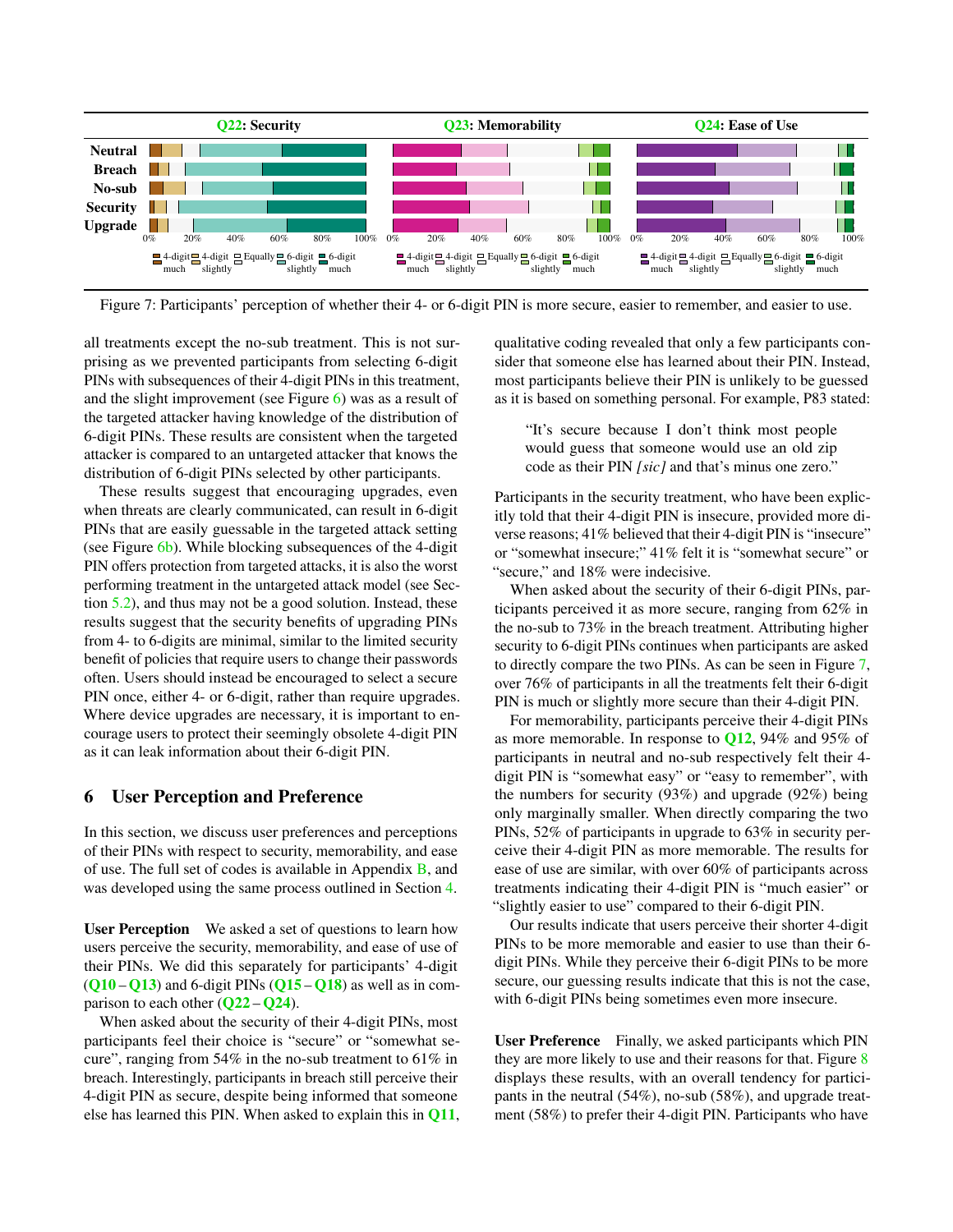Figure 7: Participants' perception of whether their 4- or 6-digit PIN is more secure, easier to remember, and easier to use.

all treatments except the no-sub treatment. This is not surprising as we prevented participants from selecting 6-digit PINs with subsequences of their 4-digit PINs in this treatment, and the slight improvement (see Figure 6) was as a result of the targeted attacker having knowledge of the distribution of 6-digit PINs. These results are consistent when the targeted attacker is compared to an untargeted attacker that knows the distribution of 6-digit PINs selected by other participants.

These results suggest that encouraging upgrades, even when threats are clearly communicated, can result in 6-digit PINs that are easily guessable in the targeted attack setting (see Figure 6b). While blocking subsequences of the 4-digit PIN offers protection from targeted attacks, it is also the worst performing treatment in the untargeted attack model (see Section 5.2), and thus may not be a good solution. Instead, these results suggest that the security benefits of upgrading PINs from 4- to 6-digits are minimal, similar to the limited security benefit of policies that require users to change their passwords often. Users should instead be encouraged to select a secure PIN once, either 4- or 6-digit, rather than require upgrades. Where device upgrades are necessary, it is important to encourage users to protect their seemingly obsolete 4-digit PIN as it can leak information about their 6-digit PIN.

## 6 User Perception and Preference

In this section, we discuss user preferences and perceptions of their PINs with respect to security, memorability, and ease of use. The full set of codes is available in Appendix B, and was developed using the same process outlined in Section 4.

**User Perception** We asked a set of questions to learn how users perceive the security, memorability, and ease of use of their PINs. We did this separately for participants' 4-digit (**Q10** – **Q13**) and 6-digit PINs (**Q15** – **Q18**) as well as in comparison to each other (**Q22** – **Q24**).

When asked about the security of their 4-digit PINs, most participants feel their choice is "secure" or "somewhat secure", ranging from 54% in the no-sub treatment to 61% in breach. Interestingly, participants in breach still perceive their 4-digit PIN as secure, despite being informed that someone else has learned this PIN. When asked to explain this in **Q11**, qualitative coding revealed that only a few participants consider that someone else has learned about their PIN. Instead, most participants believe their PIN is unlikely to be guessed as it is based on something personal. For example, P83 stated:

> "It's secure because I don't think most people would guess that someone would use an old zip code as their PIN *[sic]* and that's minus one zero."

Participants in the security treatment, who have been explicitly told that their 4-digit PIN is insecure, provided more diverse reasons; 41% believed that their 4-digit PIN is "insecure" or "somewhat insecure;" 41% felt it is "somewhat secure" or "secure," and 18% were indecisive.

When asked about the security of their 6-digit PINs, participants perceived it as more secure, ranging from 62% in the no-sub treatment to 73% in the breach treatment. Attributing higher security to 6-digit PINs continues when participants are asked to directly compare the two PINs. As can be seen in Figure 7, over 76% of participants in all the treatments felt their 6-digit PIN is much or slightly more secure than their 4-digit PIN.

For memorability, participants perceive their 4-digit PINs as more memorable. In response to **Q12**, 94% and 95% of participants in neutral and no-sub respectively felt their 4-digit PIN is "somewhat easy" or "easy to remember", with the numbers for security (93%) and upgrade (92%) being only marginally smaller. When directly comparing the two PINs, 52% of participants in upgrade to 63% in security perceive their 4-digit PIN as more memorable. The results for ease of use are similar, with over 60% of participants across treatments indicating their 4-digit PIN is "much easier" or "slightly easier to use" compared to their 6-digit PIN.

Our results indicate that users perceive their shorter 4-digit PINs to be more memorable and easier to use than their 6-digit PINs. While they perceive their 6-digit PINs to be more secure, our guessing results indicate that this is not the case, with 6-digit PINs being sometimes even more insecure.

**User Preference** Finally, we asked participants which PIN they are more likely to use and their reasons for that. Figure 8 displays these results, with an overall tendency for participants in the neutral (54%), no-sub (58%), and upgrade treatment (58%) to prefer their 4-digit PIN. Participants who have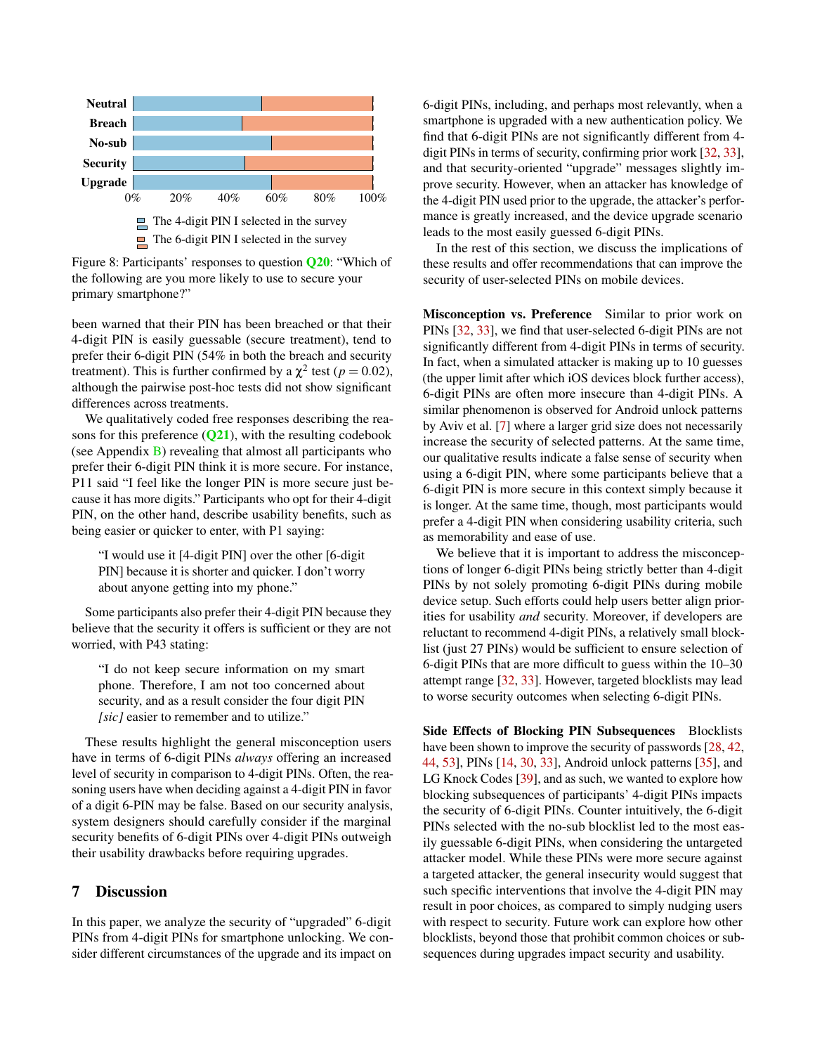Figure 8: Participants' responses to question Q20: "Which of the following are you more likely to use to secure your primary smartphone?"

been warned that their PIN has been breached or that their 4-digit PIN is easily guessable (secure treatment), tend to prefer their 6-digit PIN (54% in both the breach and security treatment). This is further confirmed by a $\chi^2$ test ($p = 0.02$), although the pairwise post-hoc tests did not show significant differences across treatments.

We qualitatively coded free responses describing the reasons for this preference (Q21), with the resulting codebook (see Appendix B) revealing that almost all participants who prefer their 6-digit PIN think it is more secure. For instance, P11 said "I feel like the longer PIN is more secure just because it has more digits." Participants who opt for their 4-digit PIN, on the other hand, describe usability benefits, such as being easier or quicker to enter, with P1 saying:

> "I would use it [4-digit PIN] over the other [6-digit PIN] because it is shorter and quicker. I don't worry about anyone getting into my phone."

Some participants also prefer their 4-digit PIN because they believe that the security it offers is sufficient or they are not worried, with P43 stating:

> "I do not keep secure information on my smart phone. Therefore, I am not too concerned about security, and as a result consider the four digit PIN *[sic]* easier to remember and to utilize."

These results highlight the general misconception users have in terms of 6-digit PINs *always* offering an increased level of security in comparison to 4-digit PINs. Often, the reasoning users have when deciding against a 4-digit PIN in favor of a digit 6-PIN may be false. Based on our security analysis, system designers should carefully consider if the marginal security benefits of 6-digit PINs over 4-digit PINs outweigh their usability drawbacks before requiring upgrades.

## 7 Discussion

In this paper, we analyze the security of "upgraded" 6-digit PINs from 4-digit PINs for smartphone unlocking. We consider different circumstances of the upgrade and its impact on 6-digit PINs, including, and perhaps most relevantly, when a smartphone is upgraded with a new authentication policy. We find that 6-digit PINs are not significantly different from 4-digit PINs in terms of security, confirming prior work [32, 33], and that security-oriented "upgrade" messages slightly improve security. However, when an attacker has knowledge of the 4-digit PIN used prior to the upgrade, the attacker's performance is greatly increased, and the device upgrade scenario leads to the most easily guessed 6-digit PINs.

In the rest of this section, we discuss the implications of these results and offer recommendations that can improve the security of user-selected PINs on mobile devices.

**Misconception vs. Preference** Similar to prior work on PINs [32, 33], we find that user-selected 6-digit PINs are not significantly different from 4-digit PINs in terms of security. In fact, when a simulated attacker is making up to 10 guesses (the upper limit after which iOS devices block further access), 6-digit PINs are often more insecure than 4-digit PINs. A similar phenomenon is observed for Android unlock patterns by Aviv et al. [7] where a larger grid size does not necessarily increase the security of selected patterns. At the same time, our qualitative results indicate a false sense of security when using a 6-digit PIN, where some participants believe that a 6-digit PIN is more secure in this context simply because it is longer. At the same time, though, most participants would prefer a 4-digit PIN when considering usability criteria, such as memorability and ease of use.

We believe that it is important to address the misconceptions of longer 6-digit PINs being strictly better than 4-digit PINs by not solely promoting 6-digit PINs during mobile device setup. Such efforts could help users better align priorities for usability *and* security. Moreover, if developers are reluctant to recommend 4-digit PINs, a relatively small blocklist (just 27 PINs) would be sufficient to ensure selection of 6-digit PINs that are more difficult to guess within the 10–30 attempt range [32, 33]. However, targeted blocklists may lead to worse security outcomes when selecting 6-digit PINs.

**Side Effects of Blocking PIN Subsequences** Blocklists have been shown to improve the security of passwords [28, 42, 44, 53], PINs [14, 30, 33], Android unlock patterns [35], and LG Knock Codes [39], and as such, we wanted to explore how blocking subsequences of participants' 4-digit PINs impacts the security of 6-digit PINs. Counter intuitively, the 6-digit PINs selected with the no-sub blocklist led to the most easily guessable 6-digit PINs, when considering the untargeted attacker model. While these PINs were more secure against a targeted attacker, the general insecurity would suggest that such specific interventions that involve the 4-digit PIN may result in poor choices, as compared to simply nudging users with respect to security. Future work can explore how other blocklists, beyond those that prohibit common choices or subsequences during upgrades impact security and usability.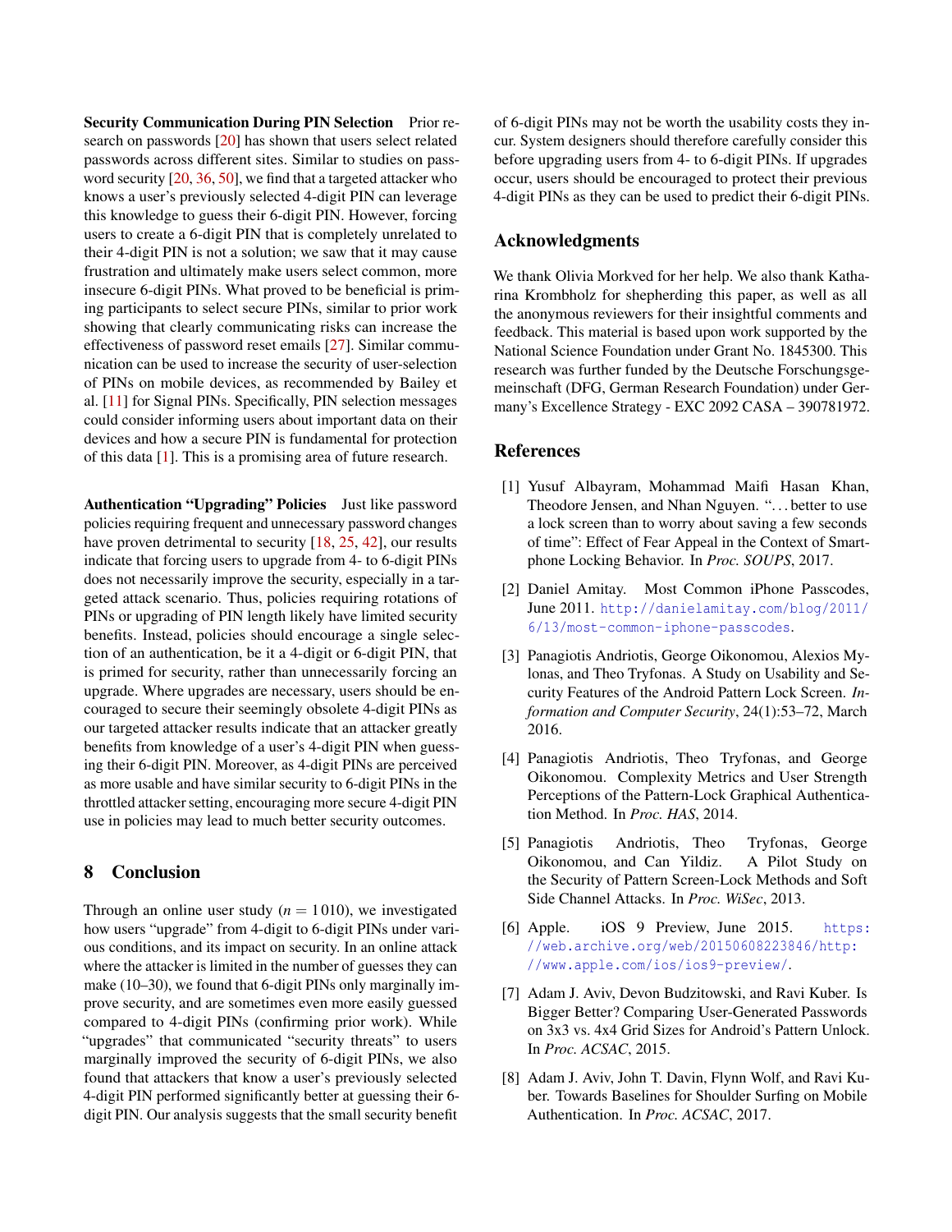**Security Communication During PIN Selection** Prior research on passwords [20] has shown that users select related passwords across different sites. Similar to studies on password security [20, 36, 50], we find that a targeted attacker who knows a user's previously selected 4-digit PIN can leverage this knowledge to guess their 6-digit PIN. However, forcing users to create a 6-digit PIN that is completely unrelated to their 4-digit PIN is not a solution; we saw that it may cause frustration and ultimately make users select common, more insecure 6-digit PINs. What proved to be beneficial is priming participants to select secure PINs, similar to prior work showing that clearly communicating risks can increase the effectiveness of password reset emails [27]. Similar communication can be used to increase the security of user-selection of PINs on mobile devices, as recommended by Bailey et al. [11] for Signal PINs. Specifically, PIN selection messages could consider informing users about important data on their devices and how a secure PIN is fundamental for protection of this data [1]. This is a promising area of future research.

**Authentication "Upgrading" Policies** Just like password policies requiring frequent and unnecessary password changes have proven detrimental to security [18, 25, 42], our results indicate that forcing users to upgrade from 4- to 6-digit PINs does not necessarily improve the security, especially in a targeted attack scenario. Thus, policies requiring rotations of PINs or upgrading of PIN length likely have limited security benefits. Instead, policies should encourage a single selection of an authentication, be it a 4-digit or 6-digit PIN, that is primed for security, rather than unnecessarily forcing an upgrade. Where upgrades are necessary, users should be encouraged to secure their seemingly obsolete 4-digit PINs as our targeted attacker results indicate that an attacker greatly benefits from knowledge of a user's 4-digit PIN when guessing their 6-digit PIN. Moreover, as 4-digit PINs are perceived as more usable and have similar security to 6-digit PINs in the throttled attacker setting, encouraging more secure 4-digit PIN use in policies may lead to much better security outcomes.

## 8 Conclusion

Through an online user study ($n = 1010$), we investigated how users "upgrade" from 4-digit to 6-digit PINs under various conditions, and its impact on security. In an online attack where the attacker is limited in the number of guesses they can make (10–30), we found that 6-digit PINs only marginally improve security, and are sometimes even more easily guessed compared to 4-digit PINs (confirming prior work). While "upgrades" that communicated "security threats" to users marginally improved the security of 6-digit PINs, we also found that attackers that know a user's previously selected 4-digit PIN performed significantly better at guessing their 6-digit PIN. Our analysis suggests that the small security benefit of 6-digit PINs may not be worth the usability costs they incur. System designers should therefore carefully consider this before upgrading users from 4- to 6-digit PINs. If upgrades occur, users should be encouraged to protect their previous 4-digit PINs as they can be used to predict their 6-digit PINs.

## Acknowledgments

We thank Olivia Morkved for her help. We also thank Katharina Krombholz for shepherding this paper, as well as all the anonymous reviewers for their insightful comments and feedback. This material is based upon work supported by the National Science Foundation under Grant No. 1845300. This research was further funded by the Deutsche Forschungsgemeinschaft (DFG, German Research Foundation) under Germany's Excellence Strategy - EXC 2092 CASA – 390781972.

## References

[1] Yusuf Albayram, Mohammad Maifi Hasan Khan, Theodore Jensen, and Nhan Nguyen. "...better to use a lock screen than to worry about saving a few seconds of time": Effect of Fear Appeal in the Context of Smartphone Locking Behavior. In *Proc. SOUPS*, 2017.

[2] Daniel Amitay. Most Common iPhone Passcodes, June 2011. http://danielamitay.com/blog/2011/6/13/most-common-iphone-passcodes.

[3] Panagiotis Andriotis, George Oikonomou, Alexios Mylonas, and Theo Tryfonas. A Study on Usability and Security Features of the Android Pattern Lock Screen. *Information and Computer Security*, 24(1):53–72, March 2016.

[4] Panagiotis Andriotis, Theo Tryfonas, and George Oikonomou. Complexity Metrics and User Strength Perceptions of the Pattern-Lock Graphical Authentication Method. In *Proc. HAS*, 2014.

[5] Panagiotis Andriotis, Theo Tryfonas, George Oikonomou, and Can Yildiz. A Pilot Study on the Security of Pattern Screen-Lock Methods and Soft Side Channel Attacks. In *Proc. WiSec*, 2013.

[6] Apple. iOS 9 Preview, June 2015. https://web.archive.org/web/20150608223846/http://www.apple.com/ios/ios9-preview/.

[7] Adam J. Aviv, Devon Budzitowski, and Ravi Kuber. Is Bigger Better? Comparing User-Generated Passwords on 3x3 vs. 4x4 Grid Sizes for Android's Pattern Unlock. In *Proc. ACSAC*, 2015.

[8] Adam J. Aviv, John T. Davin, Flynn Wolf, and Ravi Kuber. Towards Baselines for Shoulder Surfing on Mobile Authentication. In *Proc. ACSAC*, 2017.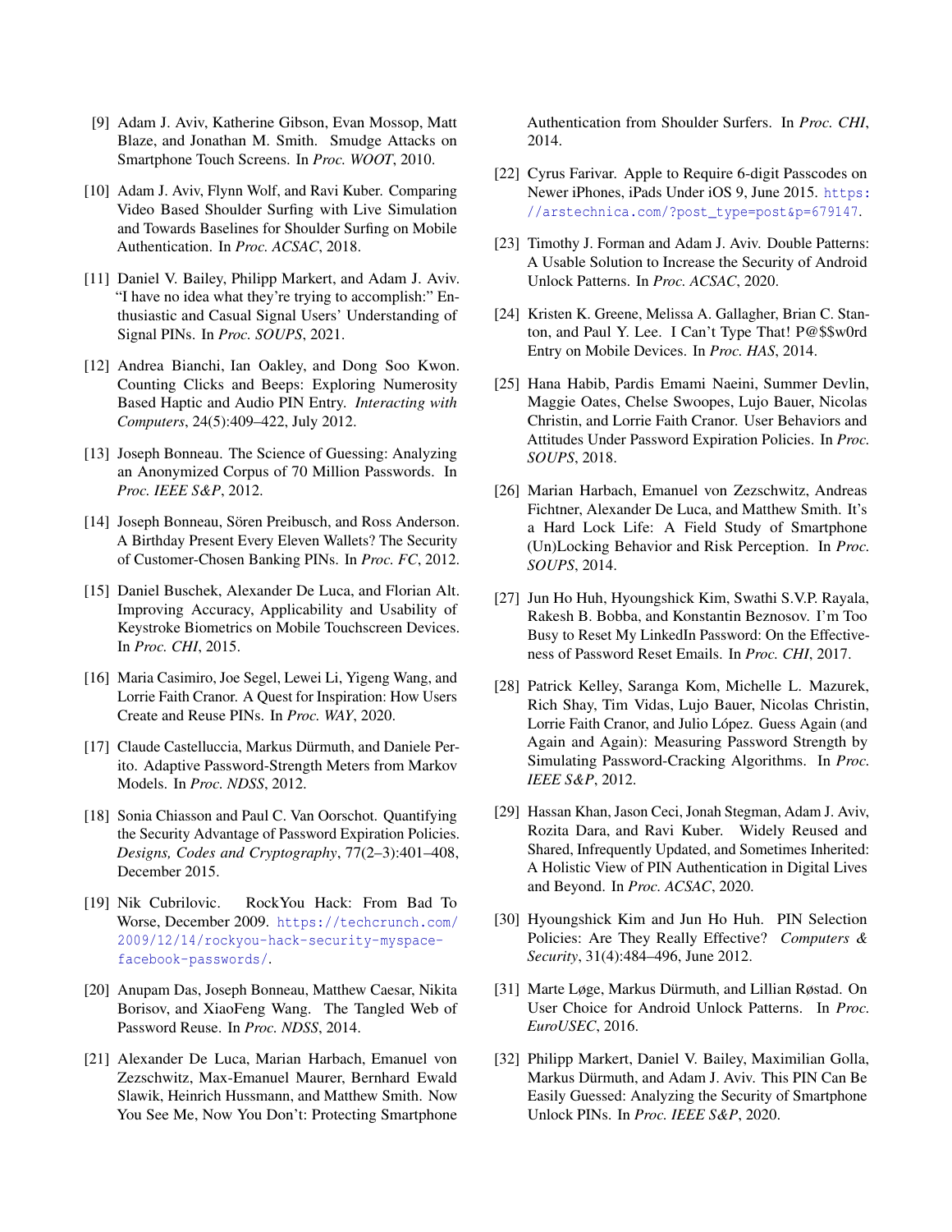[9] Adam J. Aviv, Katherine Gibson, Evan Mossop, Matt Blaze, and Jonathan M. Smith. Smudge Attacks on Smartphone Touch Screens. In *Proc. WOOT*, 2010.

[10] Adam J. Aviv, Flynn Wolf, and Ravi Kuber. Comparing Video Based Shoulder Surfing with Live Simulation and Towards Baselines for Shoulder Surfing on Mobile Authentication. In *Proc. ACSAC*, 2018.

[11] Daniel V. Bailey, Philipp Markert, and Adam J. Aviv. "I have no idea what they're trying to accomplish:" Enthusiastic and Casual Signal Users' Understanding of Signal PINs. In *Proc. SOUPS*, 2021.

[12] Andrea Bianchi, Ian Oakley, and Dong Soo Kwon. Counting Clicks and Beeps: Exploring Numerosity Based Haptic and Audio PIN Entry. *Interacting with Computers*, 24(5):409–422, July 2012.

[13] Joseph Bonneau. The Science of Guessing: Analyzing an Anonymized Corpus of 70 Million Passwords. In *Proc. IEEE S&P*, 2012.

[14] Joseph Bonneau, Sören Preibusch, and Ross Anderson. A Birthday Present Every Eleven Wallets? The Security of Customer-Chosen Banking PINs. In *Proc. FC*, 2012.

[15] Daniel Buschek, Alexander De Luca, and Florian Alt. Improving Accuracy, Applicability and Usability of Keystroke Biometrics on Mobile Touchscreen Devices. In *Proc. CHI*, 2015.

[16] Maria Casimiro, Joe Segel, Lewei Li, Yigeng Wang, and Lorrie Faith Cranor. A Quest for Inspiration: How Users Create and Reuse PINs. In *Proc. WAY*, 2020.

[17] Claude Castelluccia, Markus Dürmuth, and Daniele Perito. Adaptive Password-Strength Meters from Markov Models. In *Proc. NDSS*, 2012.

[18] Sonia Chiasson and Paul C. Van Oorschot. Quantifying the Security Advantage of Password Expiration Policies. *Designs, Codes and Cryptography*, 77(2–3):401–408, December 2015.

[19] Nik Cubrilovic. RockYou Hack: From Bad To Worse, December 2009. https://techcrunch.com/2009/12/14/rockyou-hack-security-myspace-facebook-passwords/.

[20] Anupam Das, Joseph Bonneau, Matthew Caesar, Nikita Borisov, and XiaoFeng Wang. The Tangled Web of Password Reuse. In *Proc. NDSS*, 2014.

[21] Alexander De Luca, Marian Harbach, Emanuel von Zezschwitz, Max-Emanuel Maurer, Bernhard Ewald Slawik, Heinrich Hussmann, and Matthew Smith. Now You See Me, Now You Don't: Protecting Smartphone Authentication from Shoulder Surfers. In *Proc. CHI*, 2014.

[22] Cyrus Farivar. Apple to Require 6-digit Passcodes on Newer iPhones, iPads Under iOS 9, June 2015. https://arstechnica.com/?post_type=post&p=679147.

[23] Timothy J. Forman and Adam J. Aviv. Double Patterns: A Usable Solution to Increase the Security of Android Unlock Patterns. In *Proc. ACSAC*, 2020.

[24] Kristen K. Greene, Melissa A. Gallagher, Brian C. Stanton, and Paul Y. Lee. I Can't Type That! P@$$w0rd Entry on Mobile Devices. In *Proc. HAS*, 2014.

[25] Hana Habib, Pardis Emami Naeini, Summer Devlin, Maggie Oates, Chelse Swoopes, Lujo Bauer, Nicolas Christin, and Lorrie Faith Cranor. User Behaviors and Attitudes Under Password Expiration Policies. In *Proc. SOUPS*, 2018.

[26] Marian Harbach, Emanuel von Zezschwitz, Andreas Fichtner, Alexander De Luca, and Matthew Smith. It's a Hard Lock Life: A Field Study of Smartphone (Un)Locking Behavior and Risk Perception. In *Proc. SOUPS*, 2014.

[27] Jun Ho Huh, Hyoungshick Kim, Swathi S.V.P. Rayala, Rakesh B. Bobba, and Konstantin Beznosov. I'm Too Busy to Reset My LinkedIn Password: On the Effectiveness of Password Reset Emails. In *Proc. CHI*, 2017.

[28] Patrick Kelley, Saranga Kom, Michelle L. Mazurek, Rich Shay, Tim Vidas, Lujo Bauer, Nicolas Christin, Lorrie Faith Cranor, and Julio López. Guess Again (and Again and Again): Measuring Password Strength by Simulating Password-Cracking Algorithms. In *Proc. IEEE S&P*, 2012.

[29] Hassan Khan, Jason Ceci, Jonah Stegman, Adam J. Aviv, Rozita Dara, and Ravi Kuber. Widely Reused and Shared, Infrequently Updated, and Sometimes Inherited: A Holistic View of PIN Authentication in Digital Lives and Beyond. In *Proc. ACSAC*, 2020.

[30] Hyoungshick Kim and Jun Ho Huh. PIN Selection Policies: Are They Really Effective? *Computers & Security*, 31(4):484–496, June 2012.

[31] Marte Løge, Markus Dürmuth, and Lillian Røstad. On User Choice for Android Unlock Patterns. In *Proc. EuroUSEC*, 2016.

[32] Philipp Markert, Daniel V. Bailey, Maximilian Golla, Markus Dürmuth, and Adam J. Aviv. This PIN Can Be Easily Guessed: Analyzing the Security of Smartphone Unlock PINs. In *Proc. IEEE S&P*, 2020.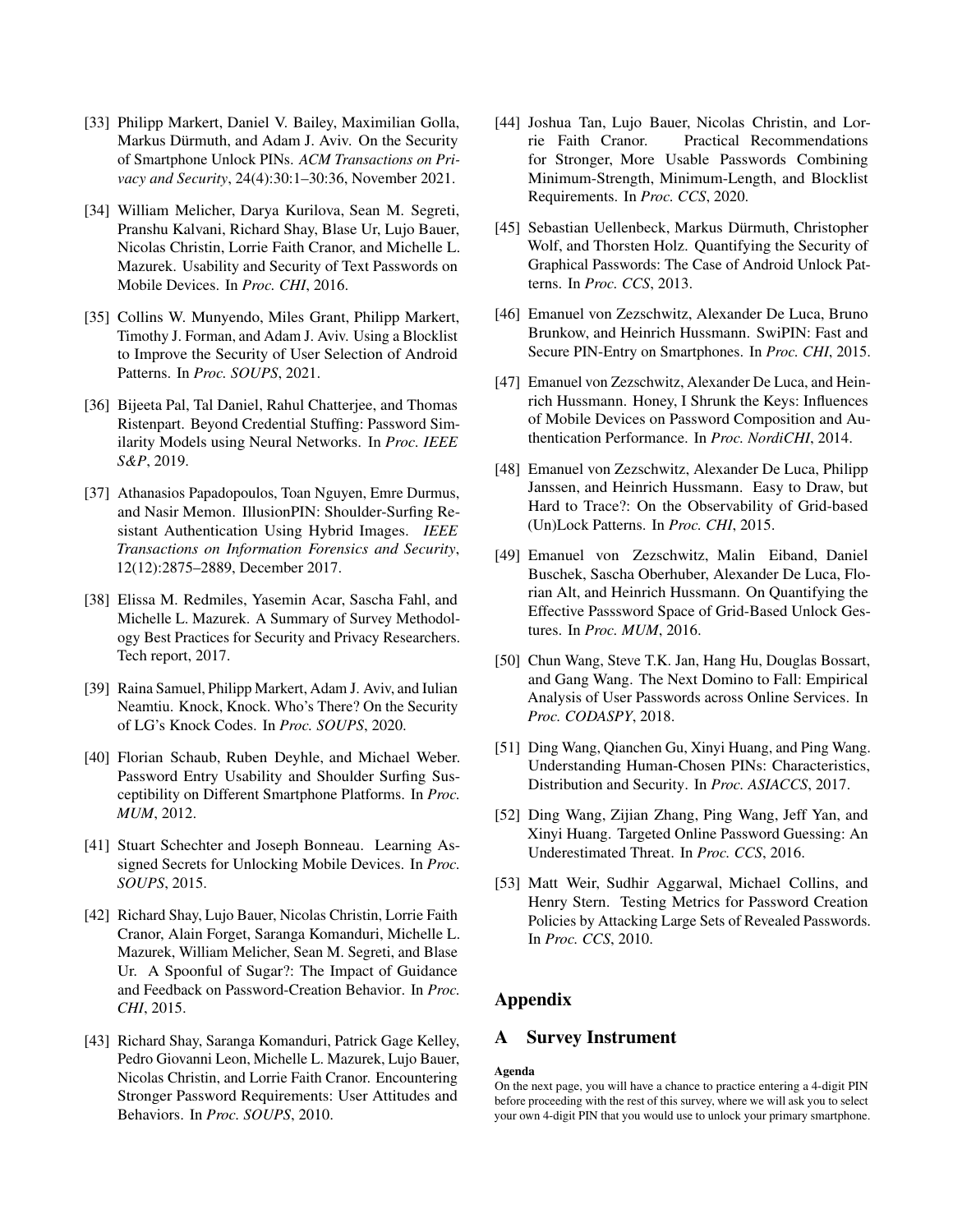[33] Philipp Markert, Daniel V. Bailey, Maximilian Golla, Markus Dürmuth, and Adam J. Aviv. On the Security of Smartphone Unlock PINs. *ACM Transactions on Privacy and Security*, 24(4):30:1–30:36, November 2021.

[34] William Melicher, Darya Kurilova, Sean M. Segreti, Pranshu Kalvani, Richard Shay, Blase Ur, Lujo Bauer, Nicolas Christin, Lorrie Faith Cranor, and Michelle L. Mazurek. Usability and Security of Text Passwords on Mobile Devices. In *Proc. CHI*, 2016.

[35] Collins W. Munyendo, Miles Grant, Philipp Markert, Timothy J. Forman, and Adam J. Aviv. Using a Blocklist to Improve the Security of User Selection of Android Patterns. In *Proc. SOUPS*, 2021.

[36] Bijeeta Pal, Tal Daniel, Rahul Chatterjee, and Thomas Ristenpart. Beyond Credential Stuffing: Password Similarity Models using Neural Networks. In *Proc. IEEE S&P*, 2019.

[37] Athanasios Papadopoulos, Toan Nguyen, Emre Durmus, and Nasir Memon. IllusionPIN: Shoulder-Surfing Resistant Authentication Using Hybrid Images. *IEEE Transactions on Information Forensics and Security*, 12(12):2875–2889, December 2017.

[38] Elissa M. Redmiles, Yasemin Acar, Sascha Fahl, and Michelle L. Mazurek. A Summary of Survey Methodology Best Practices for Security and Privacy Researchers. Tech report, 2017.

[39] Raina Samuel, Philipp Markert, Adam J. Aviv, and Iulian Neamtiu. Knock, Knock. Who's There? On the Security of LG's Knock Codes. In *Proc. SOUPS*, 2020.

[40] Florian Schaub, Ruben Deyhle, and Michael Weber. Password Entry Usability and Shoulder Surfing Susceptibility on Different Smartphone Platforms. In *Proc. MUM*, 2012.

[41] Stuart Schechter and Joseph Bonneau. Learning Assigned Secrets for Unlocking Mobile Devices. In *Proc. SOUPS*, 2015.

[42] Richard Shay, Lujo Bauer, Nicolas Christin, Lorrie Faith Cranor, Alain Forget, Saranga Komanduri, Michelle L. Mazurek, William Melicher, Sean M. Segreti, and Blase Ur. A Spoonful of Sugar?: The Impact of Guidance and Feedback on Password-Creation Behavior. In *Proc. CHI*, 2015.

[43] Richard Shay, Saranga Komanduri, Patrick Gage Kelley, Pedro Giovanni Leon, Michelle L. Mazurek, Lujo Bauer, Nicolas Christin, and Lorrie Faith Cranor. Encountering Stronger Password Requirements: User Attitudes and Behaviors. In *Proc. SOUPS*, 2010.

[44] Joshua Tan, Lujo Bauer, Nicolas Christin, and Lorrie Faith Cranor. Practical Recommendations for Stronger, More Usable Passwords Combining Minimum-Strength, Minimum-Length, and Blocklist Requirements. In *Proc. CCS*, 2020.

[45] Sebastian Uellenbeck, Markus Dürmuth, Christopher Wolf, and Thorsten Holz. Quantifying the Security of Graphical Passwords: The Case of Android Unlock Patterns. In *Proc. CCS*, 2013.

[46] Emanuel von Zezschwitz, Alexander De Luca, Bruno Brunkow, and Heinrich Hussmann. SwiPIN: Fast and Secure PIN-Entry on Smartphones. In *Proc. CHI*, 2015.

[47] Emanuel von Zezschwitz, Alexander De Luca, and Heinrich Hussmann. Honey, I Shrunk the Keys: Influences of Mobile Devices on Password Composition and Authentication Performance. In *Proc. NordiCHI*, 2014.

[48] Emanuel von Zezschwitz, Alexander De Luca, Philipp Janssen, and Heinrich Hussmann. Easy to Draw, but Hard to Trace?: On the Observability of Grid-based (Un)Lock Patterns. In *Proc. CHI*, 2015.

[49] Emanuel von Zezschwitz, Malin Eiband, Daniel Buschek, Sascha Oberhuber, Alexander De Luca, Florian Alt, and Heinrich Hussmann. On Quantifying the Effective Passsword Space of Grid-Based Unlock Gestures. In *Proc. MUM*, 2016.

[50] Chun Wang, Steve T.K. Jan, Hang Hu, Douglas Bossart, and Gang Wang. The Next Domino to Fall: Empirical Analysis of User Passwords across Online Services. In *Proc. CODASPY*, 2018.

[51] Ding Wang, Qianchen Gu, Xinyi Huang, and Ping Wang. Understanding Human-Chosen PINs: Characteristics, Distribution and Security. In *Proc. ASIACCS*, 2017.

[52] Ding Wang, Zijian Zhang, Ping Wang, Jeff Yan, and Xinyi Huang. Targeted Online Password Guessing: An Underestimated Threat. In *Proc. CCS*, 2016.

[53] Matt Weir, Sudhir Aggarwal, Michael Collins, and Henry Stern. Testing Metrics for Password Creation Policies by Attacking Large Sets of Revealed Passwords. In *Proc. CCS*, 2010.

# Appendix

## A Survey Instrument

**Agenda**

On the next page, you will have a chance to practice entering a 4-digit PIN before proceeding with the rest of this survey, where we will ask you to select your own 4-digit PIN that you would use to unlock your primary smartphone.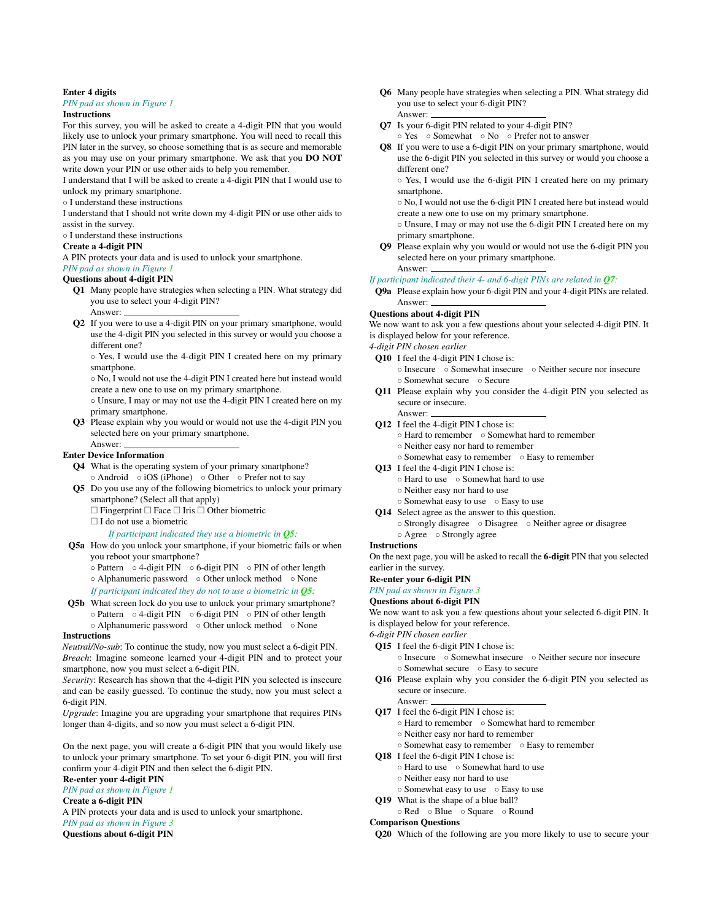**Enter 4 digits**

*PIN pad as shown in Figure 1*

**Instructions**

For this survey, you will be asked to create a 4-digit PIN that you would likely use to unlock your primary smartphone. You will need to recall this PIN later in the survey, so choose something that is as secure and memorable as you may use on your primary smartphone. We ask that you **DO NOT** write down your PIN or use other aids to help you remember.

I understand that I will be asked to create a 4-digit PIN that I would use to unlock my primary smartphone.

◦ I understand these instructions

I understand that I should not write down my 4-digit PIN or use other aids to assist in the survey.

◦ I understand these instructions

**Create a 4-digit PIN**

A PIN protects your data and is used to unlock your smartphone.

*PIN pad as shown in Figure 1*

**Questions about 4-digit PIN**

**Q1** Many people have strategies when selecting a PIN. What strategy did you use to select your 4-digit PIN?
Answer: ____________________

**Q2** If you were to use a 4-digit PIN on your primary smartphone, would use the 4-digit PIN you selected in this survey or would you choose a different one?
◦ Yes, I would use the 4-digit PIN I created here on my primary smartphone.
◦ No, I would not use the 4-digit PIN I created here but instead would create a new one to use on my primary smartphone.
◦ Unsure, I may or may not use the 4-digit PIN I created here on my primary smartphone.

**Q3** Please explain why you would or would not use the 4-digit PIN you selected here on your primary smartphone.
Answer: ____________________

**Enter Device Information**

**Q4** What is the operating system of your primary smartphone?
◦ Android ◦ iOS (iPhone) ◦ Other ◦ Prefer not to say

**Q5** Do you use any of the following biometrics to unlock your primary smartphone? (Select all that apply)
☐ Fingerprint ☐ Face ☐ Iris ☐ Other biometric
☐ I do not use a biometric

*If participant indicated they use a biometric in Q5:*

**Q5a** How do you unlock your smartphone, if your biometric fails or when you reboot your smartphone?
◦ Pattern ◦ 4-digit PIN ◦ 6-digit PIN ◦ PIN of other length
◦ Alphanumeric password ◦ Other unlock method ◦ None

*If participant indicated they do not to use a biometric in Q5:*

**Q5b** What screen lock do you use to unlock your primary smartphone?
◦ Pattern ◦ 4-digit PIN ◦ 6-digit PIN ◦ PIN of other length
◦ Alphanumeric password ◦ Other unlock method ◦ None

**Instructions**

*Neutral/No-sub*: To continue the study, now you must select a 6-digit PIN.

*Breach*: Imagine someone learned your 4-digit PIN and to protect your smartphone, now you must select a 6-digit PIN.

*Security*: Research has shown that the 4-digit PIN you selected is insecure and can be easily guessed. To continue the study, now you must select a 6-digit PIN.

*Upgrade*: Imagine you are upgrading your smartphone that requires PINs longer than 4-digits, and so now you must select a 6-digit PIN.

On the next page, you will create a 6-digit PIN that you would likely use to unlock your primary smartphone. To set your 6-digit PIN, you will first confirm your 4-digit PIN and then select the 6-digit PIN.

**Re-enter your 4-digit PIN**

*PIN pad as shown in Figure 1*

**Create a 6-digit PIN**

A PIN protects your data and is used to unlock your smartphone.

*PIN pad as shown in Figure 3*

**Questions about 6-digit PIN**

**Q6** Many people have strategies when selecting a PIN. What strategy did you use to select your 6-digit PIN?
Answer: ____________________

**Q7** Is your 6-digit PIN related to your 4-digit PIN?
◦ Yes ◦ Somewhat ◦ No ◦ Prefer not to answer

**Q8** If you were to use a 6-digit PIN on your primary smartphone, would use the 6-digit PIN you selected in this survey or would you choose a different one?
◦ Yes, I would use the 6-digit PIN I created here on my primary smartphone.
◦ No, I would not use the 6-digit PIN I created here but instead would create a new one to use on my primary smartphone.
◦ Unsure, I may or may not use the 6-digit PIN I created here on my primary smartphone.

**Q9** Please explain why you would or would not use the 6-digit PIN you selected here on your primary smartphone.
Answer: ____________________

*If participant indicated their 4- and 6-digit PINs are related in Q7:*

**Q9a** Please explain how your 6-digit PIN and your 4-digit PINs are related.
Answer: ____________________

**Questions about 4-digit PIN**

We now want to ask you a few questions about your selected 4-digit PIN. It is displayed below for your reference.

*4-digit PIN chosen earlier*

**Q10** I feel the 4-digit PIN I chose is:
◦ Insecure ◦ Somewhat insecure ◦ Neither secure nor insecure
◦ Somewhat secure ◦ Secure

**Q11** Please explain why you consider the 4-digit PIN you selected as secure or insecure.
Answer: ____________________

**Q12** I feel the 4-digit PIN I chose is:
◦ Hard to remember ◦ Somewhat hard to remember
◦ Neither easy nor hard to remember
◦ Somewhat easy to remember ◦ Easy to remember

**Q13** I feel the 4-digit PIN I chose is:
◦ Hard to use ◦ Somewhat hard to use
◦ Neither easy nor hard to use
◦ Somewhat easy to use ◦ Easy to use

**Q14** Select agree as the answer to this question.
◦ Strongly disagree ◦ Disagree ◦ Neither agree or disagree
◦ Agree ◦ Strongly agree

**Instructions**

On the next page, you will be asked to recall the **6-digit** PIN that you selected earlier in the survey.

**Re-enter your 6-digit PIN**

*PIN pad as shown in Figure 3*

**Questions about 6-digit PIN**

We now want to ask you a few questions about your selected 6-digit PIN. It is displayed below for your reference.

*6-digit PIN chosen earlier*

**Q15** I feel the 6-digit PIN I chose is:
◦ Insecure ◦ Somewhat insecure ◦ Neither secure nor insecure
◦ Somewhat secure ◦ Easy to secure

**Q16** Please explain why you consider the 6-digit PIN you selected as secure or insecure.
Answer: ____________________

**Q17** I feel the 6-digit PIN I chose is:
◦ Hard to remember ◦ Somewhat hard to remember
◦ Neither easy nor hard to remember
◦ Somewhat easy to remember ◦ Easy to remember

**Q18** I feel the 6-digit PIN I chose is:
◦ Hard to use ◦ Somewhat hard to use
◦ Neither easy nor hard to use
◦ Somewhat easy to use ◦ Easy to use

**Q19** What is the shape of a blue ball?
◦ Red ◦ Blue ◦ Square ◦ Round

**Comparison Questions**

**Q20** Which of the following are you more likely to use to secure your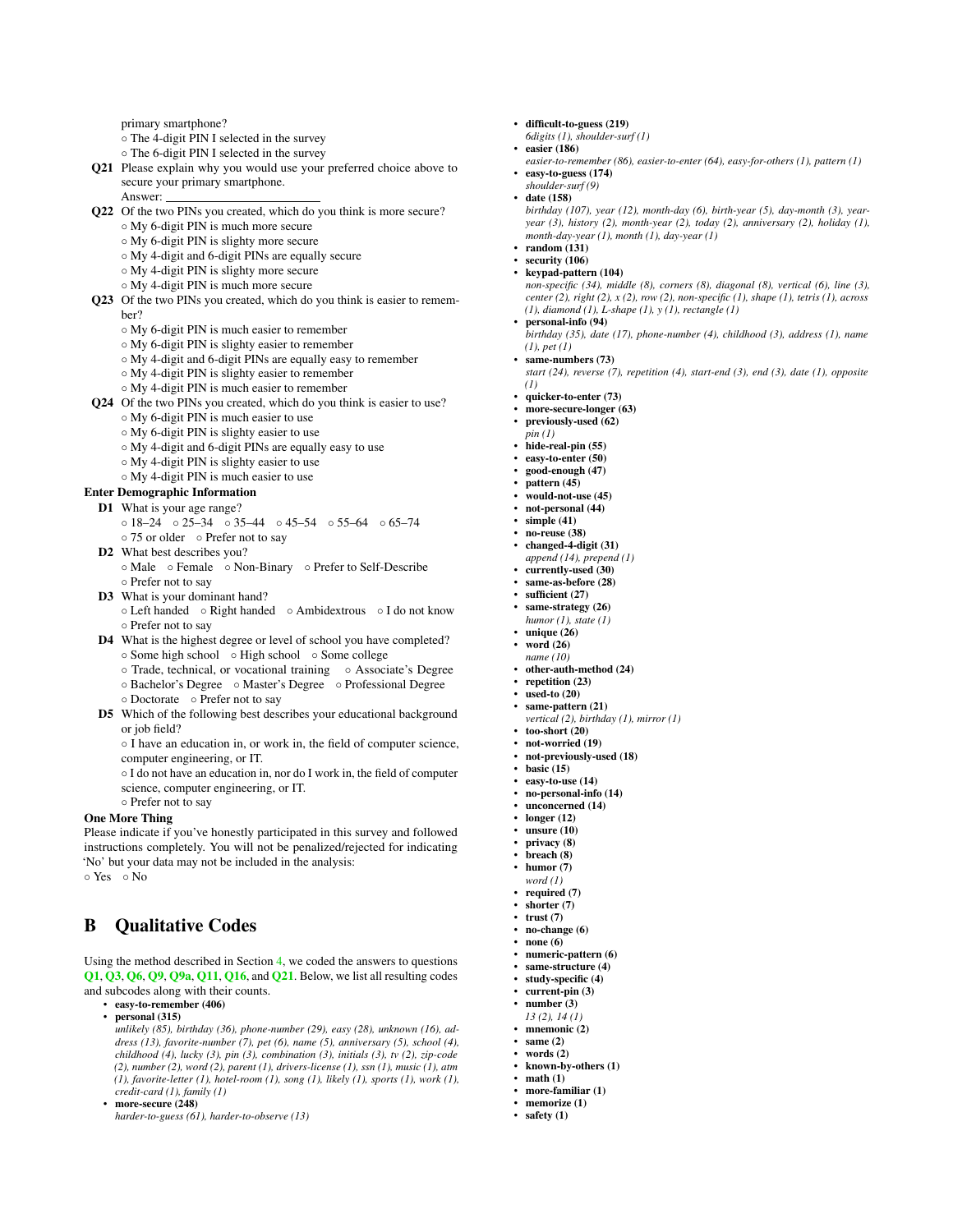primary smartphone?
○ The 4-digit PIN I selected in the survey
○ The 6-digit PIN I selected in the survey

**Q21** Please explain why you would use your preferred choice above to secure your primary smartphone.
Answer: ____________________

**Q22** Of the two PINs you created, which do you think is more secure?
○ My 6-digit PIN is much more secure
○ My 6-digit PIN is slighty more secure
○ My 4-digit and 6-digit PINs are equally secure
○ My 4-digit PIN is slighty more secure
○ My 4-digit PIN is much more secure

**Q23** Of the two PINs you created, which do you think is easier to remember?
○ My 6-digit PIN is much easier to remember
○ My 6-digit PIN is slighty easier to remember
○ My 4-digit and 6-digit PINs are equally easy to remember
○ My 4-digit PIN is slighty easier to remember
○ My 4-digit PIN is much easier to remember

**Q24** Of the two PINs you created, which do you think is easier to use?
○ My 6-digit PIN is much easier to use
○ My 6-digit PIN is slighty easier to use
○ My 4-digit and 6-digit PINs are equally easy to use
○ My 4-digit PIN is slighty easier to use
○ My 4-digit PIN is much easier to use

**Enter Demographic Information**

**D1** What is your age range?
○ 18–24 ○ 25–34 ○ 35–44 ○ 45–54 ○ 55–64 ○ 65–74
○ 75 or older ○ Prefer not to say

**D2** What best describes you?
○ Male ○ Female ○ Non-Binary ○ Prefer to Self-Describe
○ Prefer not to say

**D3** What is your dominant hand?
○ Left handed ○ Right handed ○ Ambidextrous ○ I do not know
○ Prefer not to say

**D4** What is the highest degree or level of school you have completed?
○ Some high school ○ High school ○ Some college
○ Trade, technical, or vocational training ○ Associate's Degree
○ Bachelor's Degree ○ Master's Degree ○ Professional Degree
○ Doctorate ○ Prefer not to say

**D5** Which of the following best describes your educational background or job field?
○ I have an education in, or work in, the field of computer science, computer engineering, or IT.
○ I do not have an education in, nor do I work in, the field of computer science, computer engineering, or IT.
○ Prefer not to say

**One More Thing**

Please indicate if you've honestly participated in this survey and followed instructions completely. You will not be penalized/rejected for indicating 'No' but your data may not be included in the analysis:
○ Yes ○ No

# B Qualitative Codes

Using the method described in Section 4, we coded the answers to questions Q1, Q3, Q6, Q9, Q9a, Q11, Q16, and Q21. Below, we list all resulting codes and subcodes along with their counts.

- **easy-to-remember (406)**
- **personal (315)**
  *unlikely (85), birthday (36), phone-number (29), easy (28), unknown (16), address (13), favorite-number (7), pet (6), name (5), anniversary (5), school (4), childhood (4), lucky (3), pin (3), combination (3), initials (3), tv (2), zip-code (2), number (2), word (2), parent (1), drivers-license (1), ssn (1), music (1), atm (1), favorite-letter (1), hotel-room (1), song (1), likely (1), sports (1), work (1), credit-card (1), family (1)*
- **more-secure (248)**
  *harder-to-guess (61), harder-to-observe (13)*
- **difficult-to-guess (219)**
  *6digits (1), shoulder-surf (1)*
- **easier (186)**
  *easier-to-remember (86), easier-to-enter (64), easy-for-others (1), pattern (1)*
- **easy-to-guess (174)**
  *shoulder-surf (9)*
- **date (158)**
  *birthday (107), year (12), month-day (6), birth-year (5), day-month (3), year-year (3), history (2), month-year (2), today (2), anniversary (2), holiday (1), month-day-year (1), month (1), day-year (1)*
- **random (131)**
- **security (106)**
- **keypad-pattern (104)**
  *non-specific (34), middle (8), corners (8), diagonal (8), vertical (6), line (3), center (2), right (2), x (2), row (2), non-specific (1), shape (1), tetris (1), across (1), diamond (1), L-shape (1), y (1), rectangle (1)*
- **personal-info (94)**
  *birthday (35), date (17), phone-number (4), childhood (3), address (1), name (1), pet (1)*
- **same-numbers (73)**
  *start (24), reverse (7), repetition (4), start-end (3), end (3), date (1), opposite (1)*
- **quicker-to-enter (73)**
- **more-secure-longer (63)**
- **previously-used (62)**
  *pin (1)*
- **hide-real-pin (55)**
- **easy-to-enter (50)**
- **good-enough (47)**
- **pattern (45)**
- **would-not-use (45)**
- **not-personal (44)**
- **simple (41)**
- **no-reuse (38)**
- **changed-4-digit (31)**
  *append (14), prepend (1)*
- **currently-used (30)**
- **same-as-before (28)**
- **sufficient (27)**
- **same-strategy (26)**
  *humor (1), state (1)*
- **unique (26)**
- **word (26)**
  *name (10)*
- **other-auth-method (24)**
- **repetition (23)**
- **used-to (20)**
- **same-pattern (21)**
  *vertical (2), birthday (1), mirror (1)*
- **too-short (20)**
- **not-worried (19)**
- **not-previously-used (18)**
- **basic (15)**
- **easy-to-use (14)**
- **no-personal-info (14)**
- **unconcerned (14)**
- **longer (12)**
- **unsure (10)**
- **privacy (8)**
- **breach (8)**
- **humor (7)**
  *word (1)*
- **required (7)**
- **shorter (7)**
- **trust (7)**
- **no-change (6)**
- **none (6)**
- **numeric-pattern (6)**
- **same-structure (4)**
- **study-specific (4)**
- **current-pin (3)**
- **number (3)**
  *13 (2), 14 (1)*
- **mnemonic (2)**
- **same (2)**
- **words (2)**
- **known-by-others (1)**
- **math (1)**
- **more-familiar (1)**
- **memorize (1)**
- **safety (1)**